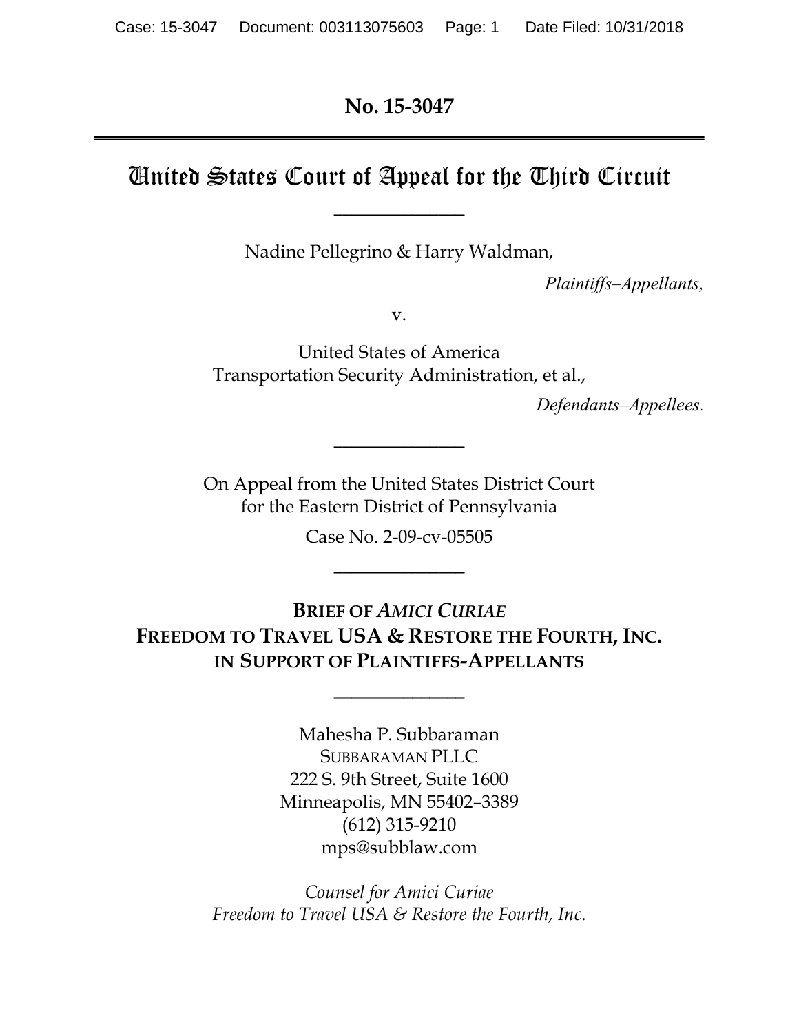**No. 15-3047**

# United States Court of Appeal for the Third Circuit

---

Nadine Pellegrino & Harry Waldman,

*Plaintiffs–Appellants*,

v.

United States of America
Transportation Security Administration, et al.,

*Defendants–Appellees.*

---

On Appeal from the United States District Court
for the Eastern District of Pennsylvania

Case No. 2-09-cv-05505

---

## BRIEF OF *AMICI CURIAE* FREEDOM TO TRAVEL USA & RESTORE THE FOURTH, INC. IN SUPPORT OF PLAINTIFFS-APPELLANTS

---

Mahesha P. Subbaraman
SUBBARAMAN PLLC
222 S. 9th Street, Suite 1600
Minneapolis, MN 55402–3389
(612) 315-9210
mps@subblaw.com

*Counsel for Amici Curiae*
*Freedom to Travel USA & Restore the Fourth, Inc.*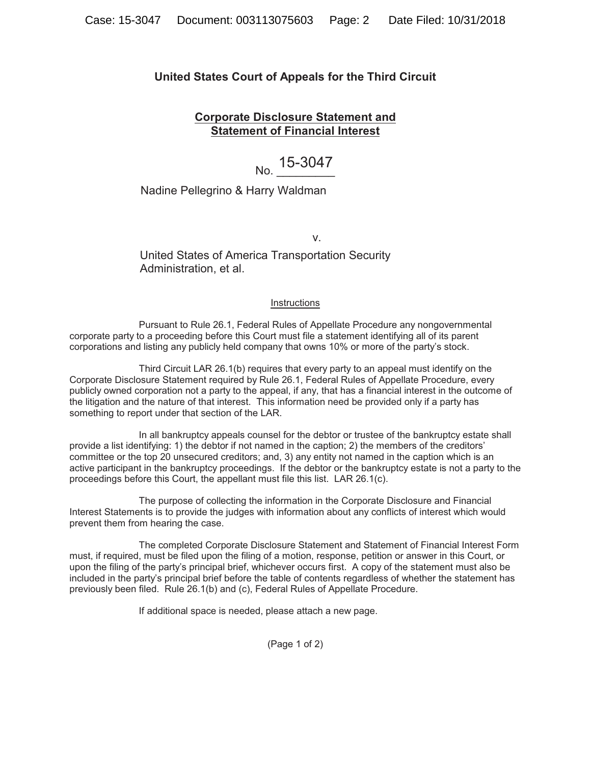# United States Court of Appeals for the Third Circuit

## Corporate Disclosure Statement and Statement of Financial Interest

No. 15-3047

Nadine Pellegrino & Harry Waldman

v.

United States of America Transportation Security Administration, et al.

Instructions

Pursuant to Rule 26.1, Federal Rules of Appellate Procedure any nongovernmental corporate party to a proceeding before this Court must file a statement identifying all of its parent corporations and listing any publicly held company that owns 10% or more of the party's stock.

Third Circuit LAR 26.1(b) requires that every party to an appeal must identify on the Corporate Disclosure Statement required by Rule 26.1, Federal Rules of Appellate Procedure, every publicly owned corporation not a party to the appeal, if any, that has a financial interest in the outcome of the litigation and the nature of that interest. This information need be provided only if a party has something to report under that section of the LAR.

In all bankruptcy appeals counsel for the debtor or trustee of the bankruptcy estate shall provide a list identifying: 1) the debtor if not named in the caption; 2) the members of the creditors' committee or the top 20 unsecured creditors; and, 3) any entity not named in the caption which is an active participant in the bankruptcy proceedings. If the debtor or the bankruptcy estate is not a party to the proceedings before this Court, the appellant must file this list. LAR 26.1(c).

The purpose of collecting the information in the Corporate Disclosure and Financial Interest Statements is to provide the judges with information about any conflicts of interest which would prevent them from hearing the case.

The completed Corporate Disclosure Statement and Statement of Financial Interest Form must, if required, must be filed upon the filing of a motion, response, petition or answer in this Court, or upon the filing of the party's principal brief, whichever occurs first. A copy of the statement must also be included in the party's principal brief before the table of contents regardless of whether the statement has previously been filed. Rule 26.1(b) and (c), Federal Rules of Appellate Procedure.

If additional space is needed, please attach a new page.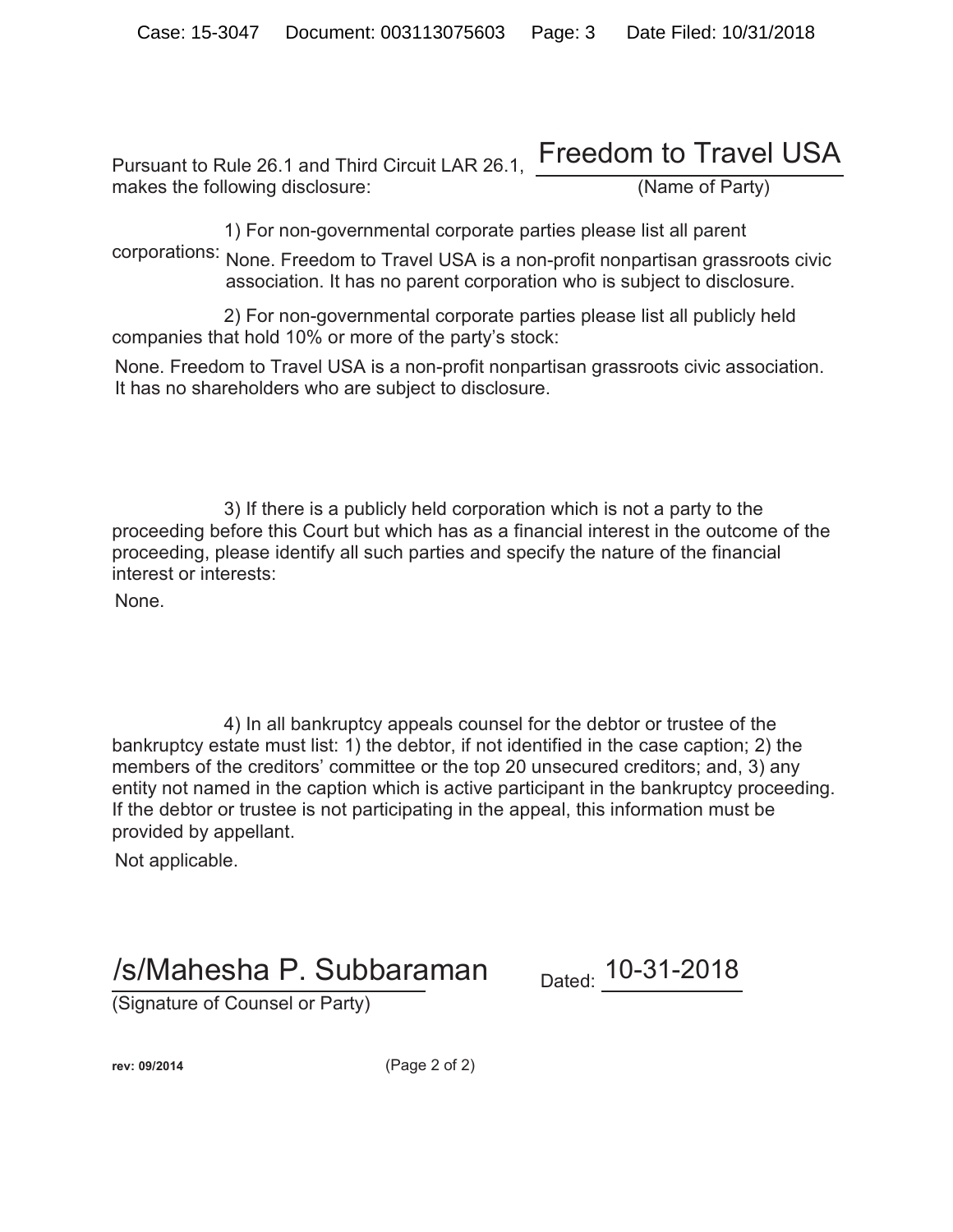Pursuant to Rule 26.1 and Third Circuit LAR 26.1, **Freedom to Travel USA** (Name of Party) makes the following disclosure:

1) For non-governmental corporate parties please list all parent corporations:

None. Freedom to Travel USA is a non-profit nonpartisan grassroots civic association. It has no parent corporation who is subject to disclosure.

2) For non-governmental corporate parties please list all publicly held companies that hold 10% or more of the party's stock:

None. Freedom to Travel USA is a non-profit nonpartisan grassroots civic association. It has no shareholders who are subject to disclosure.

3) If there is a publicly held corporation which is not a party to the proceeding before this Court but which has as a financial interest in the outcome of the proceeding, please identify all such parties and specify the nature of the financial interest or interests:

None.

4) In all bankruptcy appeals counsel for the debtor or trustee of the bankruptcy estate must list: 1) the debtor, if not identified in the case caption; 2) the members of the creditors' committee or the top 20 unsecured creditors; and, 3) any entity not named in the caption which is active participant in the bankruptcy proceeding. If the debtor or trustee is not participating in the appeal, this information must be provided by appellant.

Not applicable.

/s/Mahesha P. Subbaraman
(Signature of Counsel or Party)

Dated: 10-31-2018

rev: 09/2014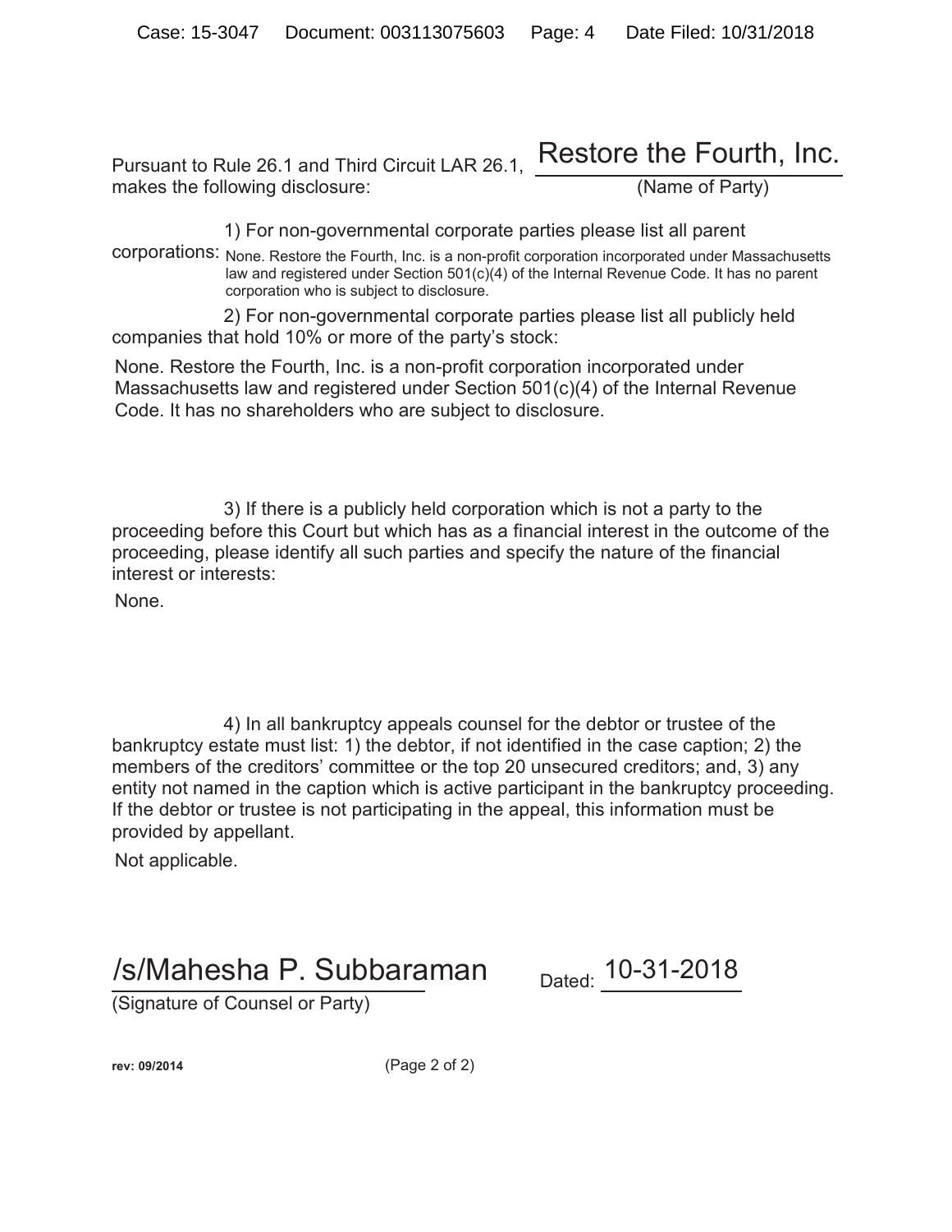Pursuant to Rule 26.1 and Third Circuit LAR 26.1, **Restore the Fourth, Inc.** (Name of Party) makes the following disclosure:

1) For non-governmental corporate parties please list all parent corporations: None. Restore the Fourth, Inc. is a non-profit corporation incorporated under Massachusetts law and registered under Section 501(c)(4) of the Internal Revenue Code. It has no parent corporation who is subject to disclosure.

2) For non-governmental corporate parties please list all publicly held companies that hold 10% or more of the party's stock:

None. Restore the Fourth, Inc. is a non-profit corporation incorporated under Massachusetts law and registered under Section 501(c)(4) of the Internal Revenue Code. It has no shareholders who are subject to disclosure.

3) If there is a publicly held corporation which is not a party to the proceeding before this Court but which has as a financial interest in the outcome of the proceeding, please identify all such parties and specify the nature of the financial interest or interests:

None.

4) In all bankruptcy appeals counsel for the debtor or trustee of the bankruptcy estate must list: 1) the debtor, if not identified in the case caption; 2) the members of the creditors' committee or the top 20 unsecured creditors; and, 3) any entity not named in the caption which is active participant in the bankruptcy proceeding. If the debtor or trustee is not participating in the appeal, this information must be provided by appellant.

Not applicable.

/s/Mahesha P. Subbaraman
(Signature of Counsel or Party)

Dated: 10-31-2018

rev: 09/2014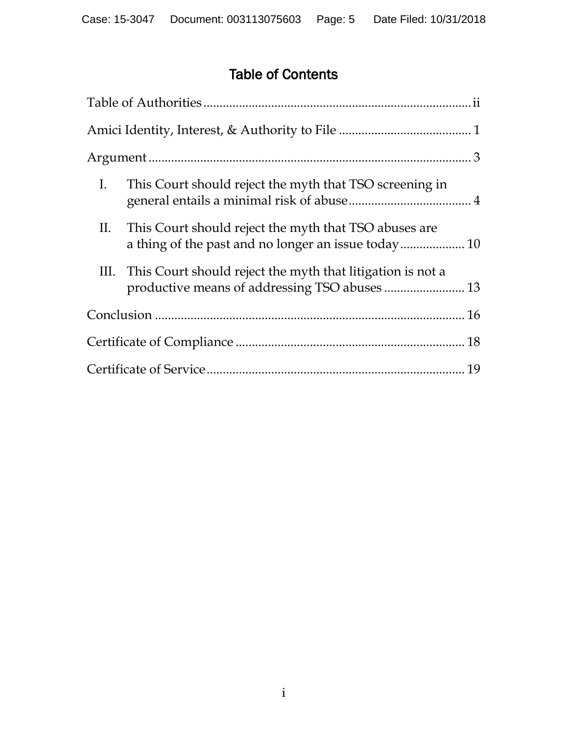# Table of Contents

Table of Authorities ..... ii

Amici Identity, Interest, & Authority to File ..... 1

Argument ..... 3

I. This Court should reject the myth that TSO screening in general entails a minimal risk of abuse ..... 4

II. This Court should reject the myth that TSO abuses are a thing of the past and no longer an issue today ..... 10

III. This Court should reject the myth that litigation is not a productive means of addressing TSO abuses ..... 13

Conclusion ..... 16

Certificate of Compliance ..... 18

Certificate of Service ..... 19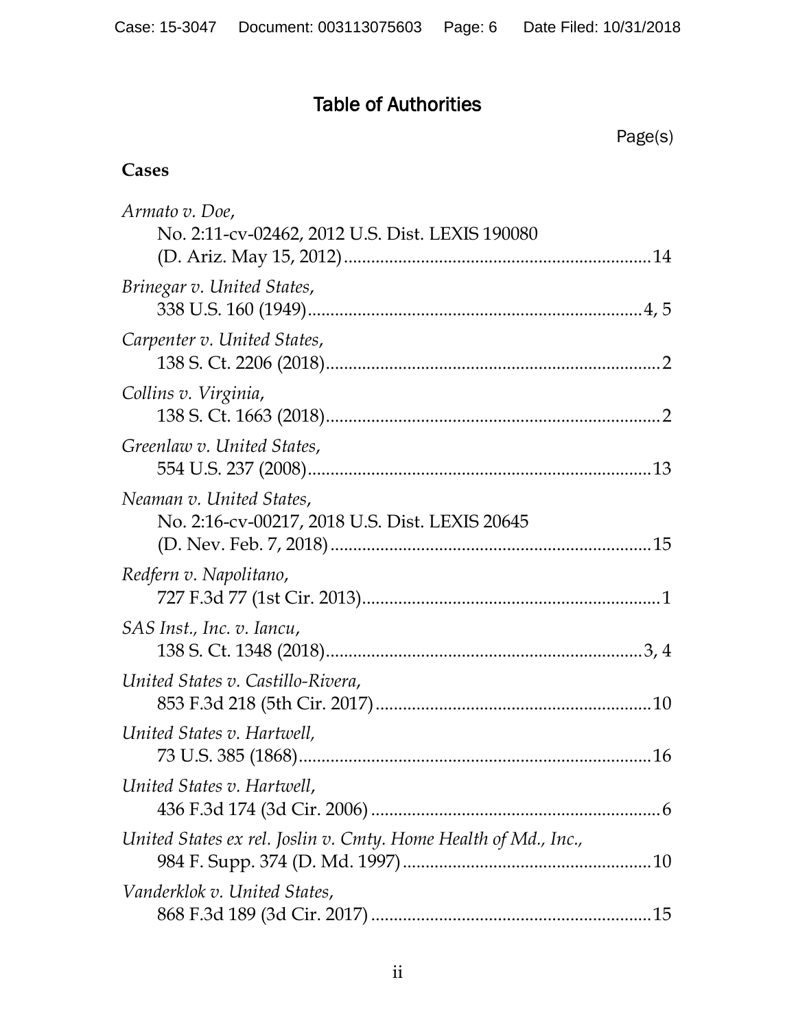# Table of Authorities

Page(s)

**Cases**

*Armato v. Doe*,
No. 2:11-cv-02462, 2012 U.S. Dist. LEXIS 190080
(D. Ariz. May 15, 2012) .......... 14

*Brinegar v. United States*,
338 U.S. 160 (1949) .......... 4, 5

*Carpenter v. United States*,
138 S. Ct. 2206 (2018) .......... 2

*Collins v. Virginia*,
138 S. Ct. 1663 (2018) .......... 2

*Greenlaw v. United States*,
554 U.S. 237 (2008) .......... 13

*Neaman v. United States*,
No. 2:16-cv-00217, 2018 U.S. Dist. LEXIS 20645
(D. Nev. Feb. 7, 2018) .......... 15

*Redfern v. Napolitano*,
727 F.3d 77 (1st Cir. 2013) .......... 1

*SAS Inst., Inc. v. Iancu*,
138 S. Ct. 1348 (2018) .......... 3, 4

*United States v. Castillo-Rivera*,
853 F.3d 218 (5th Cir. 2017) .......... 10

*United States v. Hartwell*,
73 U.S. 385 (1868) .......... 16

*United States v. Hartwell*,
436 F.3d 174 (3d Cir. 2006) .......... 6

*United States ex rel. Joslin v. Cmty. Home Health of Md., Inc.*,
984 F. Supp. 374 (D. Md. 1997) .......... 10

*Vanderklok v. United States*,
868 F.3d 189 (3d Cir. 2017) .......... 15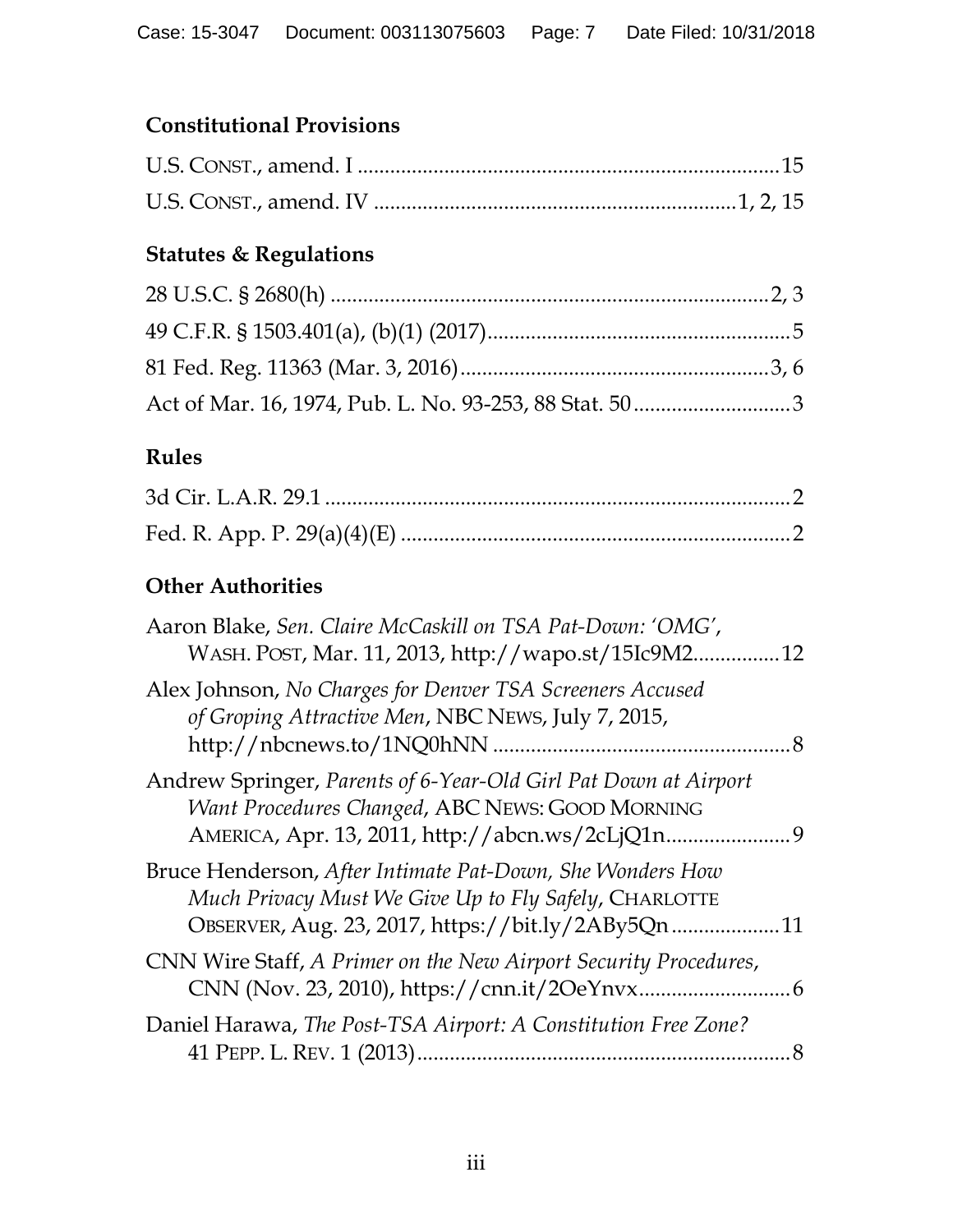**Constitutional Provisions**

U.S. CONST., amend. I ............................................................................15

U.S. CONST., amend. IV ..................................................................1, 2, 15

**Statutes & Regulations**

28 U.S.C. § 2680(h) ................................................................................2, 3

49 C.F.R. § 1503.401(a), (b)(1) (2017).......................................................5

81 Fed. Reg. 11363 (Mar. 3, 2016)........................................................3, 6

Act of Mar. 16, 1974, Pub. L. No. 93-253, 88 Stat. 50............................3

**Rules**

3d Cir. L.A.R. 29.1.....................................................................................2

Fed. R. App. P. 29(a)(4)(E) .......................................................................2

**Other Authorities**

Aaron Blake, *Sen. Claire McCaskill on TSA Pat-Down: 'OMG'*, WASH. POST, Mar. 11, 2013, http://wapo.st/15Ic9M2................12

Alex Johnson, *No Charges for Denver TSA Screeners Accused of Groping Attractive Men*, NBC NEWS, July 7, 2015, http://nbcnews.to/1NQ0hNN ......................................................8

Andrew Springer, *Parents of 6-Year-Old Girl Pat Down at Airport Want Procedures Changed*, ABC NEWS: GOOD MORNING AMERICA, Apr. 13, 2011, http://abcn.ws/2cLjQ1n.......................9

Bruce Henderson, *After Intimate Pat-Down, She Wonders How Much Privacy Must We Give Up to Fly Safely*, CHARLOTTE OBSERVER, Aug. 23, 2017, https://bit.ly/2ABy5Qn....................11

CNN Wire Staff, *A Primer on the New Airport Security Procedures*, CNN (Nov. 23, 2010), https://cnn.it/2OeYnvx............................6

Daniel Harawa, *The Post-TSA Airport: A Constitution Free Zone?* 41 PEPP. L. REV. 1 (2013)....................................................................8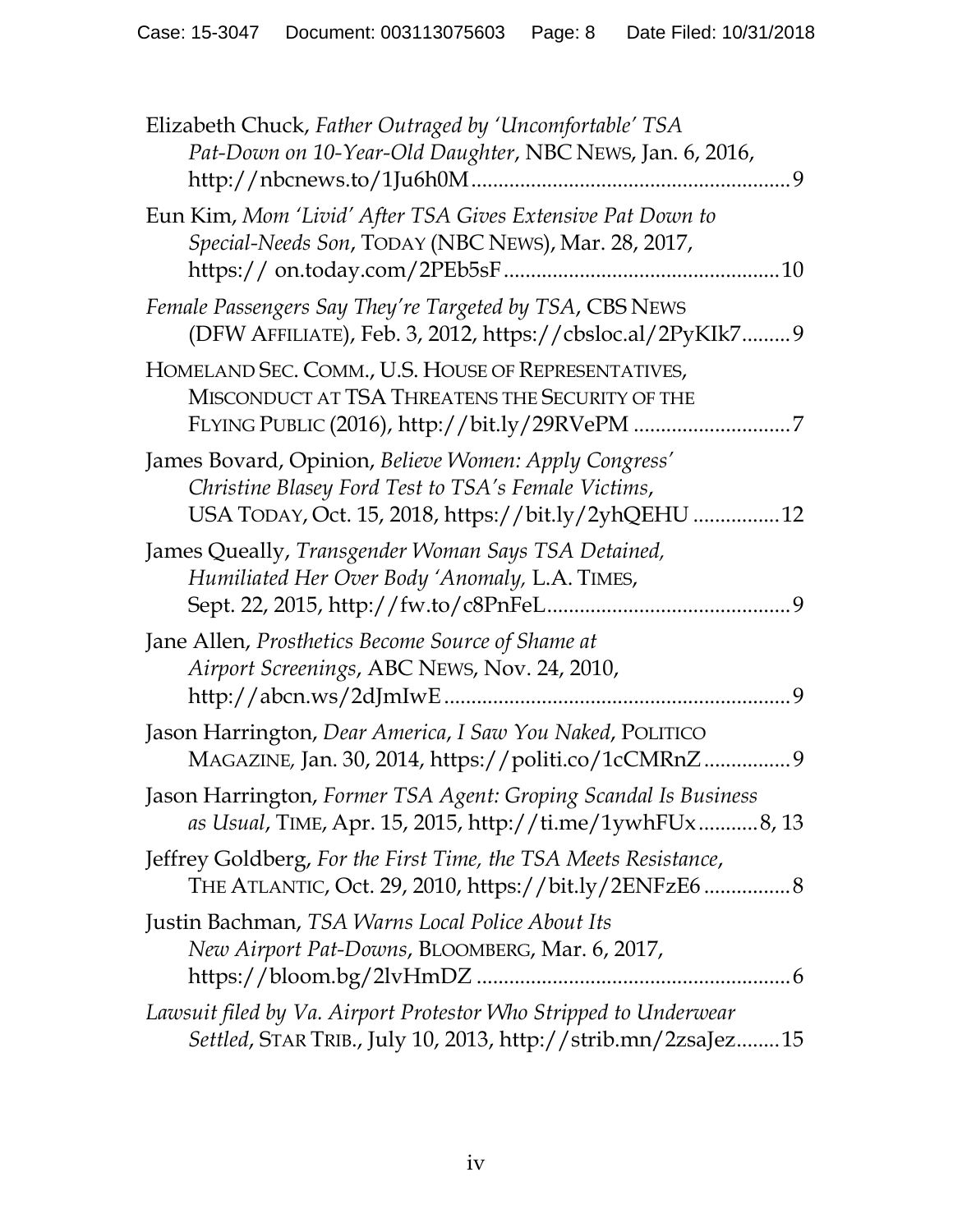Elizabeth Chuck, *Father Outraged by 'Uncomfortable' TSA Pat-Down on 10-Year-Old Daughter*, NBC NEWS, Jan. 6, 2016, http://nbcnews.to/1Ju6h0M............................................................9

Eun Kim, *Mom 'Livid' After TSA Gives Extensive Pat Down to Special-Needs Son*, TODAY (NBC NEWS), Mar. 28, 2017, https:// on.today.com/2PEb5sF...................................................10

*Female Passengers Say They're Targeted by TSA*, CBS NEWS (DFW AFFILIATE), Feb. 3, 2012, https://cbsloc.al/2PyKIk7.........9

HOMELAND SEC. COMM., U.S. HOUSE OF REPRESENTATIVES, MISCONDUCT AT TSA THREATENS THE SECURITY OF THE FLYING PUBLIC (2016), http://bit.ly/29RVePM .............................7

James Bovard, Opinion, *Believe Women: Apply Congress' Christine Blasey Ford Test to TSA's Female Victims*, USA TODAY, Oct. 15, 2018, https://bit.ly/2yhQEHU ................12

James Queally, *Transgender Woman Says TSA Detained, Humiliated Her Over Body 'Anomaly*, L.A. TIMES, Sept. 22, 2015, http://fw.to/c8PnFeL.............................................9

Jane Allen, *Prosthetics Become Source of Shame at Airport Screenings*, ABC NEWS, Nov. 24, 2010, http://abcn.ws/2dJmIwE...............................................................9

Jason Harrington, *Dear America, I Saw You Naked*, POLITICO MAGAZINE, Jan. 30, 2014, https://politi.co/1cCMRnZ................9

Jason Harrington, *Former TSA Agent: Groping Scandal Is Business as Usual*, TIME, Apr. 15, 2015, http://ti.me/1ywhFUx...........8, 13

Jeffrey Goldberg, *For the First Time, the TSA Meets Resistance*, THE ATLANTIC, Oct. 29, 2010, https://bit.ly/2ENFzE6 ................8

Justin Bachman, *TSA Warns Local Police About Its New Airport Pat-Downs*, BLOOMBERG, Mar. 6, 2017, https://bloom.bg/2lvHmDZ ..........................................................6

*Lawsuit filed by Va. Airport Protestor Who Stripped to Underwear Settled*, STAR TRIB., July 10, 2013, http://strib.mn/2zsaJez........15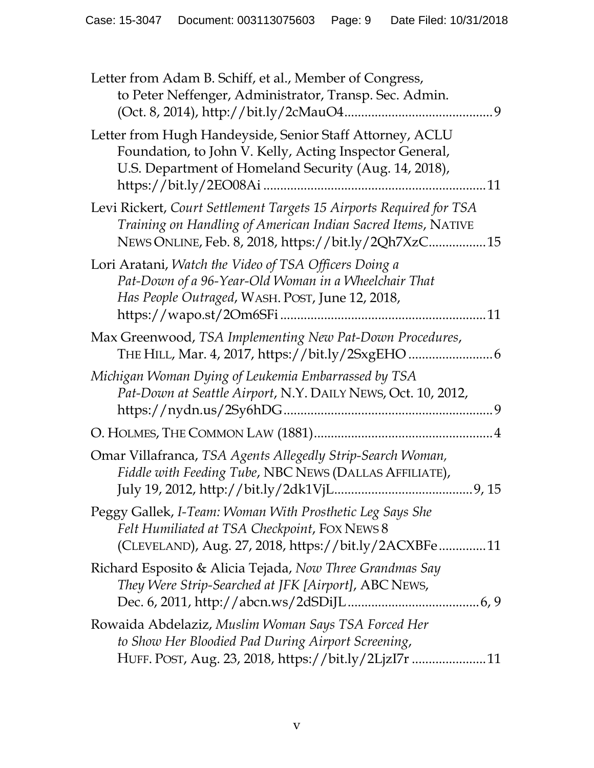Letter from Adam B. Schiff, et al., Member of Congress, to Peter Neffenger, Administrator, Transp. Sec. Admin. (Oct. 8, 2014), http://bit.ly/2cMauO4 ........................................... 9

Letter from Hugh Handeyside, Senior Staff Attorney, ACLU Foundation, to John V. Kelly, Acting Inspector General, U.S. Department of Homeland Security (Aug. 14, 2018), https://bit.ly/2EO08Ai ................................................................ 11

Levi Rickert, *Court Settlement Targets 15 Airports Required for TSA Training on Handling of American Indian Sacred Items*, NATIVE NEWS ONLINE, Feb. 8, 2018, https://bit.ly/2Qh7XzC ................. 15

Lori Aratani, *Watch the Video of TSA Officers Doing a Pat-Down of a 96-Year-Old Woman in a Wheelchair That Has People Outraged*, WASH. POST, June 12, 2018, https://wapo.st/2Om6SFi ........................................................... 11

Max Greenwood, *TSA Implementing New Pat-Down Procedures*, THE HILL, Mar. 4, 2017, https://bit.ly/2SxgEHO ......................... 6

*Michigan Woman Dying of Leukemia Embarrassed by TSA Pat-Down at Seattle Airport*, N.Y. DAILY NEWS, Oct. 10, 2012, https://nydn.us/2Sy6hDG ............................................................. 9

O. HOLMES, THE COMMON LAW (1881) ..................................................... 4

Omar Villafranca, *TSA Agents Allegedly Strip-Search Woman, Fiddle with Feeding Tube*, NBC NEWS (DALLAS AFFILIATE), July 19, 2012, http://bit.ly/2dk1VjL ........................................ 9, 15

Peggy Gallek, *I-Team: Woman With Prosthetic Leg Says She Felt Humiliated at TSA Checkpoint*, FOX NEWS 8 (CLEVELAND), Aug. 27, 2018, https://bit.ly/2ACXBFe .............. 11

Richard Esposito & Alicia Tejada, *Now Three Grandmas Say They Were Strip-Searched at JFK [Airport]*, ABC NEWS, Dec. 6, 2011, http://abcn.ws/2dSDiJL ....................................... 6, 9

Rowaida Abdelaziz, *Muslim Woman Says TSA Forced Her to Show Her Bloodied Pad During Airport Screening*, HUFF. POST, Aug. 23, 2018, https://bit.ly/2LjzI7r ...................... 11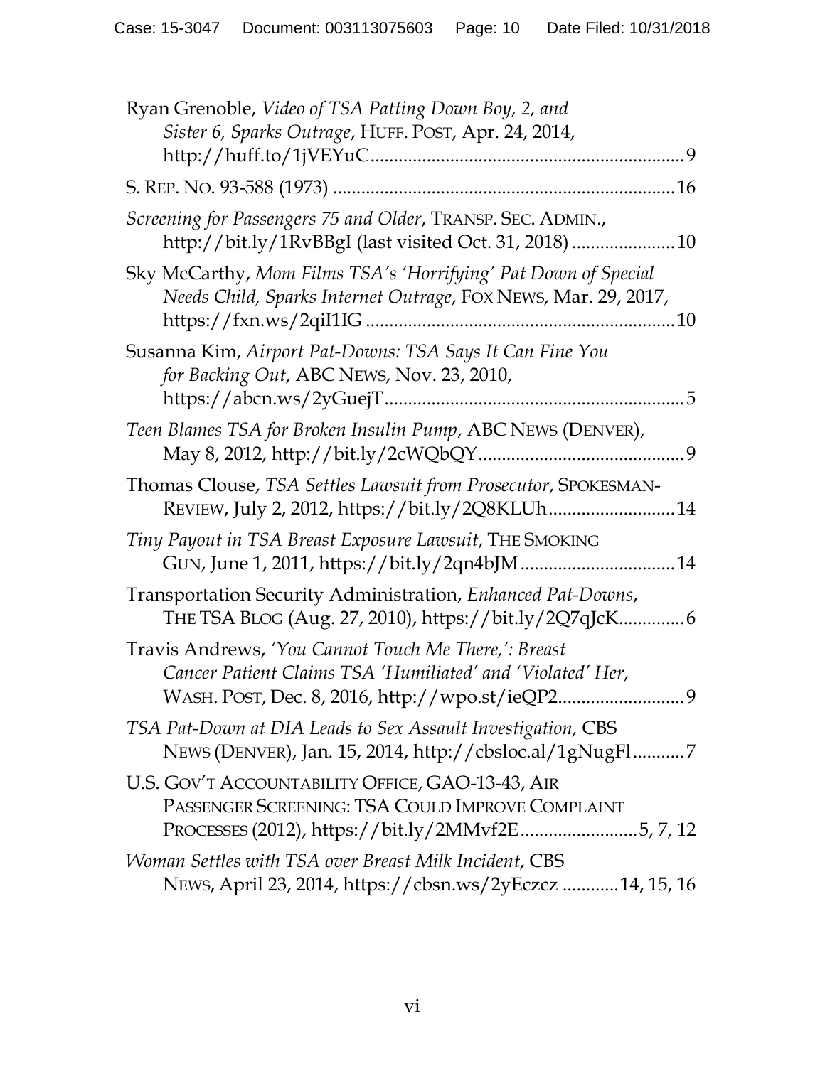Ryan Grenoble, *Video of TSA Patting Down Boy, 2, and Sister 6, Sparks Outrage*, HUFF. POST, Apr. 24, 2014, http://huff.to/1jVEYuC.................................................................9

S. REP. NO. 93-588 (1973) .......................................................................16

*Screening for Passengers 75 and Older*, TRANSP. SEC. ADMIN., http://bit.ly/1RvBBgI (last visited Oct. 31, 2018) ......................10

Sky McCarthy, *Mom Films TSA's 'Horrifying' Pat Down of Special Needs Child, Sparks Internet Outrage*, FOX NEWS, Mar. 29, 2017, https://fxn.ws/2qiI1IG .................................................................10

Susanna Kim, *Airport Pat-Downs: TSA Says It Can Fine You for Backing Out*, ABC NEWS, Nov. 23, 2010, https://abcn.ws/2yGuejT...............................................................5

*Teen Blames TSA for Broken Insulin Pump*, ABC NEWS (DENVER), May 8, 2012, http://bit.ly/2cWQbQY...........................................9

Thomas Clouse, *TSA Settles Lawsuit from Prosecutor*, SPOKESMAN-REVIEW, July 2, 2012, https://bit.ly/2Q8KLUh..........................14

*Tiny Payout in TSA Breast Exposure Lawsuit*, THE SMOKING GUN, June 1, 2011, https://bit.ly/2qn4bJM.................................14

Transportation Security Administration, *Enhanced Pat-Downs*, THE TSA BLOG (Aug. 27, 2010), https://bit.ly/2Q7qJcK..............6

Travis Andrews, *'You Cannot Touch Me There,': Breast Cancer Patient Claims TSA 'Humiliated' and 'Violated' Her*, WASH. POST, Dec. 8, 2016, http://wpo.st/ieQP2..........................9

*TSA Pat-Down at DIA Leads to Sex Assault Investigation,* CBS NEWS (DENVER), Jan. 15, 2014, http://cbsloc.al/1gNugFl...........7

U.S. GOV'T ACCOUNTABILITY OFFICE, GAO-13-43, AIR PASSENGER SCREENING: TSA COULD IMPROVE COMPLAINT PROCESSES (2012), https://bit.ly/2MMvf2E........................5, 7, 12

*Woman Settles with TSA over Breast Milk Incident*, CBS NEWS, April 23, 2014, https://cbsn.ws/2yEczcz ............14, 15, 16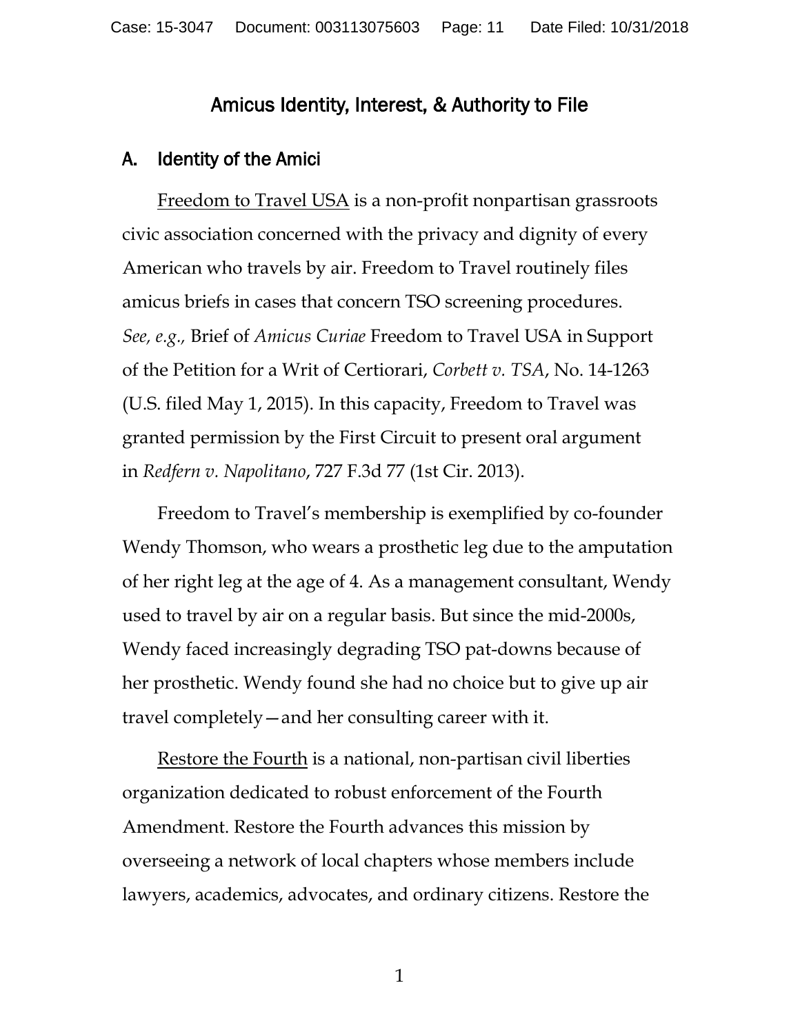# Amicus Identity, Interest, & Authority to File

## A. Identity of the Amici

Freedom to Travel USA is a non-profit nonpartisan grassroots civic association concerned with the privacy and dignity of every American who travels by air. Freedom to Travel routinely files amicus briefs in cases that concern TSO screening procedures. *See, e.g.,* Brief of *Amicus Curiae* Freedom to Travel USA in Support of the Petition for a Writ of Certiorari, *Corbett v. TSA*, No. 14-1263 (U.S. filed May 1, 2015). In this capacity, Freedom to Travel was granted permission by the First Circuit to present oral argument in *Redfern v. Napolitano*, 727 F.3d 77 (1st Cir. 2013).

Freedom to Travel's membership is exemplified by co-founder Wendy Thomson, who wears a prosthetic leg due to the amputation of her right leg at the age of 4. As a management consultant, Wendy used to travel by air on a regular basis. But since the mid-2000s, Wendy faced increasingly degrading TSO pat-downs because of her prosthetic. Wendy found she had no choice but to give up air travel completely—and her consulting career with it.

Restore the Fourth is a national, non-partisan civil liberties organization dedicated to robust enforcement of the Fourth Amendment. Restore the Fourth advances this mission by overseeing a network of local chapters whose members include lawyers, academics, advocates, and ordinary citizens. Restore the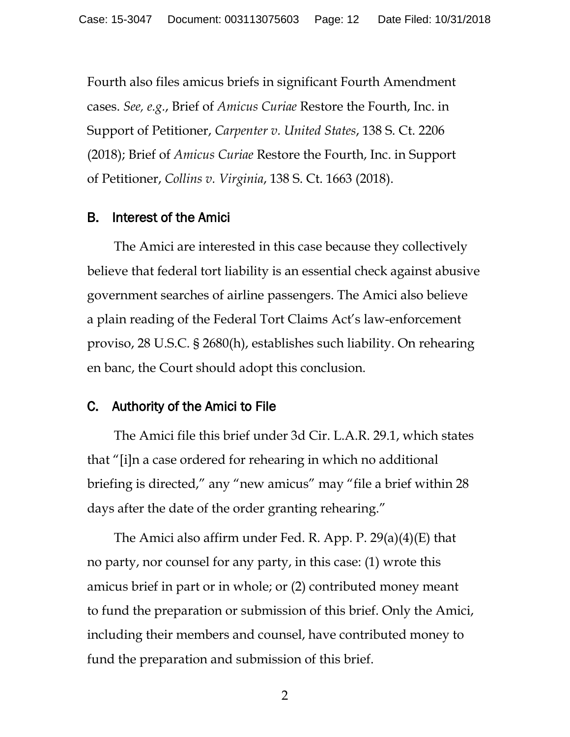Fourth also files amicus briefs in significant Fourth Amendment cases. *See, e.g.*, Brief of *Amicus Curiae* Restore the Fourth, Inc. in Support of Petitioner, *Carpenter v. United States*, 138 S. Ct. 2206 (2018); Brief of *Amicus Curiae* Restore the Fourth, Inc. in Support of Petitioner, *Collins v. Virginia*, 138 S. Ct. 1663 (2018).

### B. Interest of the Amici

The Amici are interested in this case because they collectively believe that federal tort liability is an essential check against abusive government searches of airline passengers. The Amici also believe a plain reading of the Federal Tort Claims Act's law-enforcement proviso, 28 U.S.C. § 2680(h), establishes such liability. On rehearing en banc, the Court should adopt this conclusion.

### C. Authority of the Amici to File

The Amici file this brief under 3d Cir. L.A.R. 29.1, which states that "[i]n a case ordered for rehearing in which no additional briefing is directed," any "new amicus" may "file a brief within 28 days after the date of the order granting rehearing."

The Amici also affirm under Fed. R. App. P. 29(a)(4)(E) that no party, nor counsel for any party, in this case: (1) wrote this amicus brief in part or in whole; or (2) contributed money meant to fund the preparation or submission of this brief. Only the Amici, including their members and counsel, have contributed money to fund the preparation and submission of this brief.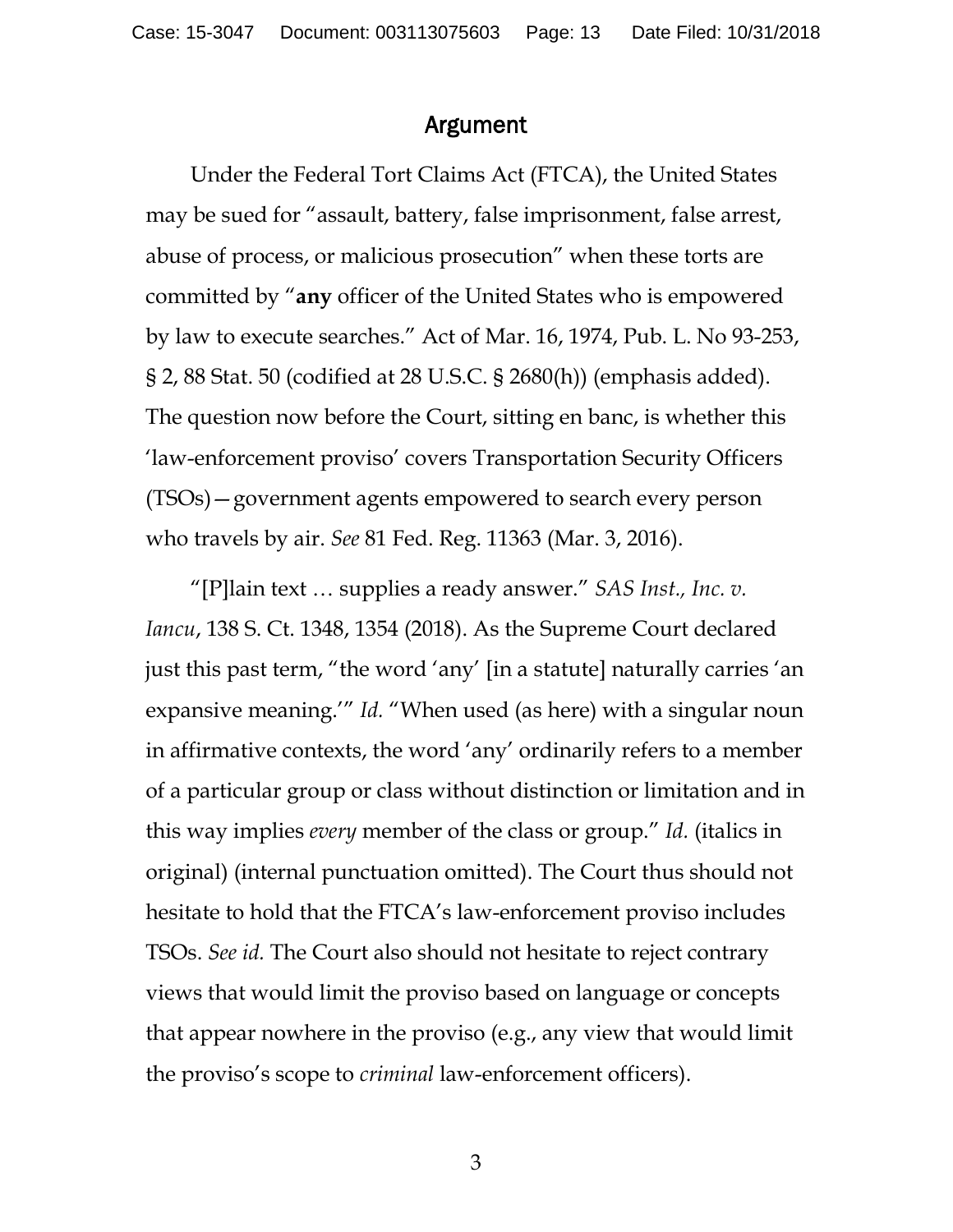## Argument

Under the Federal Tort Claims Act (FTCA), the United States may be sued for "assault, battery, false imprisonment, false arrest, abuse of process, or malicious prosecution" when these torts are committed by "**any** officer of the United States who is empowered by law to execute searches." Act of Mar. 16, 1974, Pub. L. No 93-253, § 2, 88 Stat. 50 (codified at 28 U.S.C. § 2680(h)) (emphasis added). The question now before the Court, sitting en banc, is whether this 'law-enforcement proviso' covers Transportation Security Officers (TSOs)—government agents empowered to search every person who travels by air. *See* 81 Fed. Reg. 11363 (Mar. 3, 2016).

"[P]lain text … supplies a ready answer." *SAS Inst., Inc. v. Iancu*, 138 S. Ct. 1348, 1354 (2018). As the Supreme Court declared just this past term, "the word 'any' [in a statute] naturally carries 'an expansive meaning.'" *Id.* "When used (as here) with a singular noun in affirmative contexts, the word 'any' ordinarily refers to a member of a particular group or class without distinction or limitation and in this way implies *every* member of the class or group." *Id.* (italics in original) (internal punctuation omitted). The Court thus should not hesitate to hold that the FTCA's law-enforcement proviso includes TSOs. *See id.* The Court also should not hesitate to reject contrary views that would limit the proviso based on language or concepts that appear nowhere in the proviso (e.g., any view that would limit the proviso's scope to *criminal* law-enforcement officers).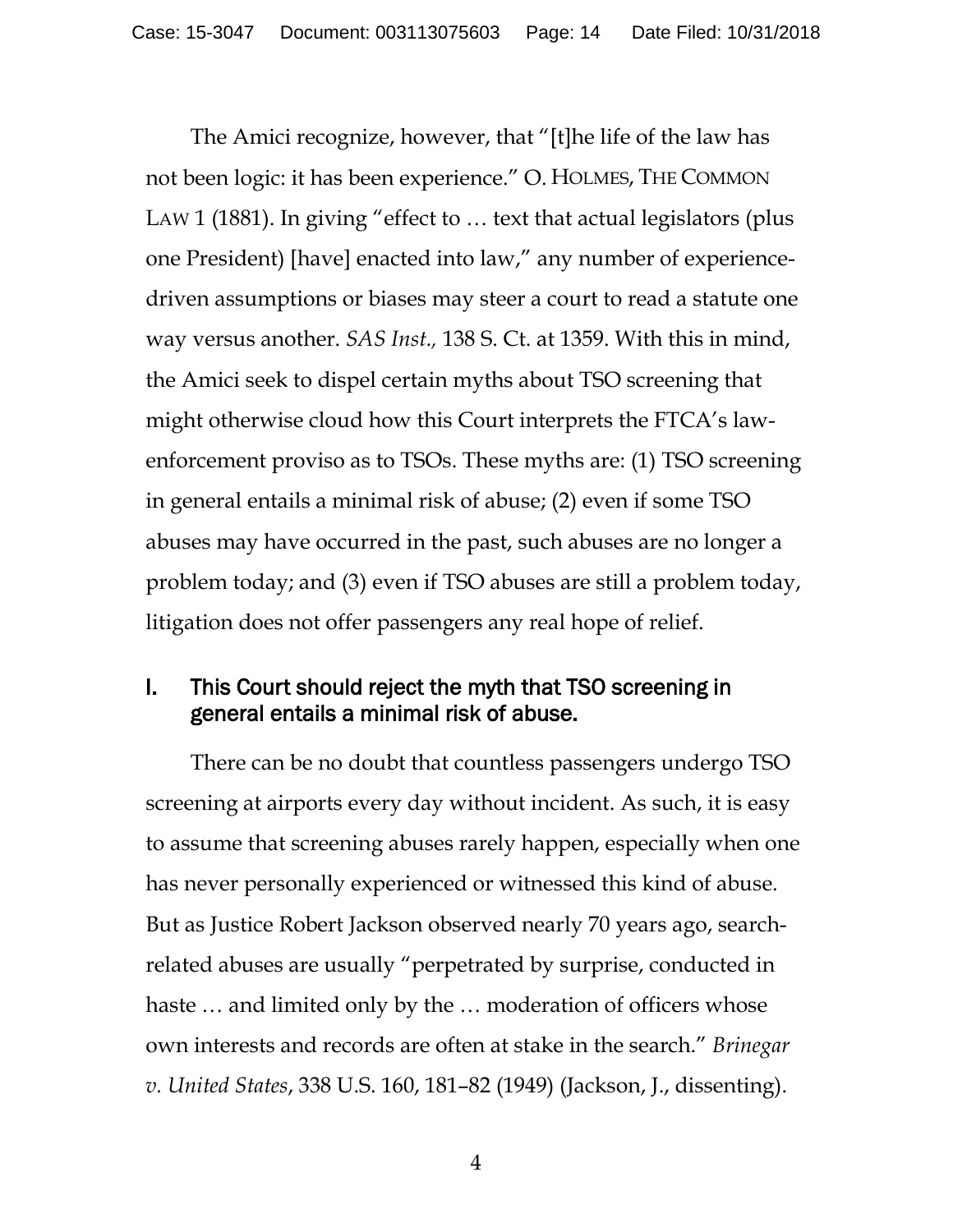The Amici recognize, however, that "[t]he life of the law has not been logic: it has been experience." O. HOLMES, THE COMMON LAW 1 (1881). In giving "effect to … text that actual legislators (plus one President) [have] enacted into law," any number of experience-driven assumptions or biases may steer a court to read a statute one way versus another. *SAS Inst.*, 138 S. Ct. at 1359. With this in mind, the Amici seek to dispel certain myths about TSO screening that might otherwise cloud how this Court interprets the FTCA's law-enforcement proviso as to TSOs. These myths are: (1) TSO screening in general entails a minimal risk of abuse; (2) even if some TSO abuses may have occurred in the past, such abuses are no longer a problem today; and (3) even if TSO abuses are still a problem today, litigation does not offer passengers any real hope of relief.

## I. This Court should reject the myth that TSO screening in general entails a minimal risk of abuse.

There can be no doubt that countless passengers undergo TSO screening at airports every day without incident. As such, it is easy to assume that screening abuses rarely happen, especially when one has never personally experienced or witnessed this kind of abuse. But as Justice Robert Jackson observed nearly 70 years ago, search-related abuses are usually "perpetrated by surprise, conducted in haste … and limited only by the … moderation of officers whose own interests and records are often at stake in the search." *Brinegar v. United States*, 338 U.S. 160, 181–82 (1949) (Jackson, J., dissenting).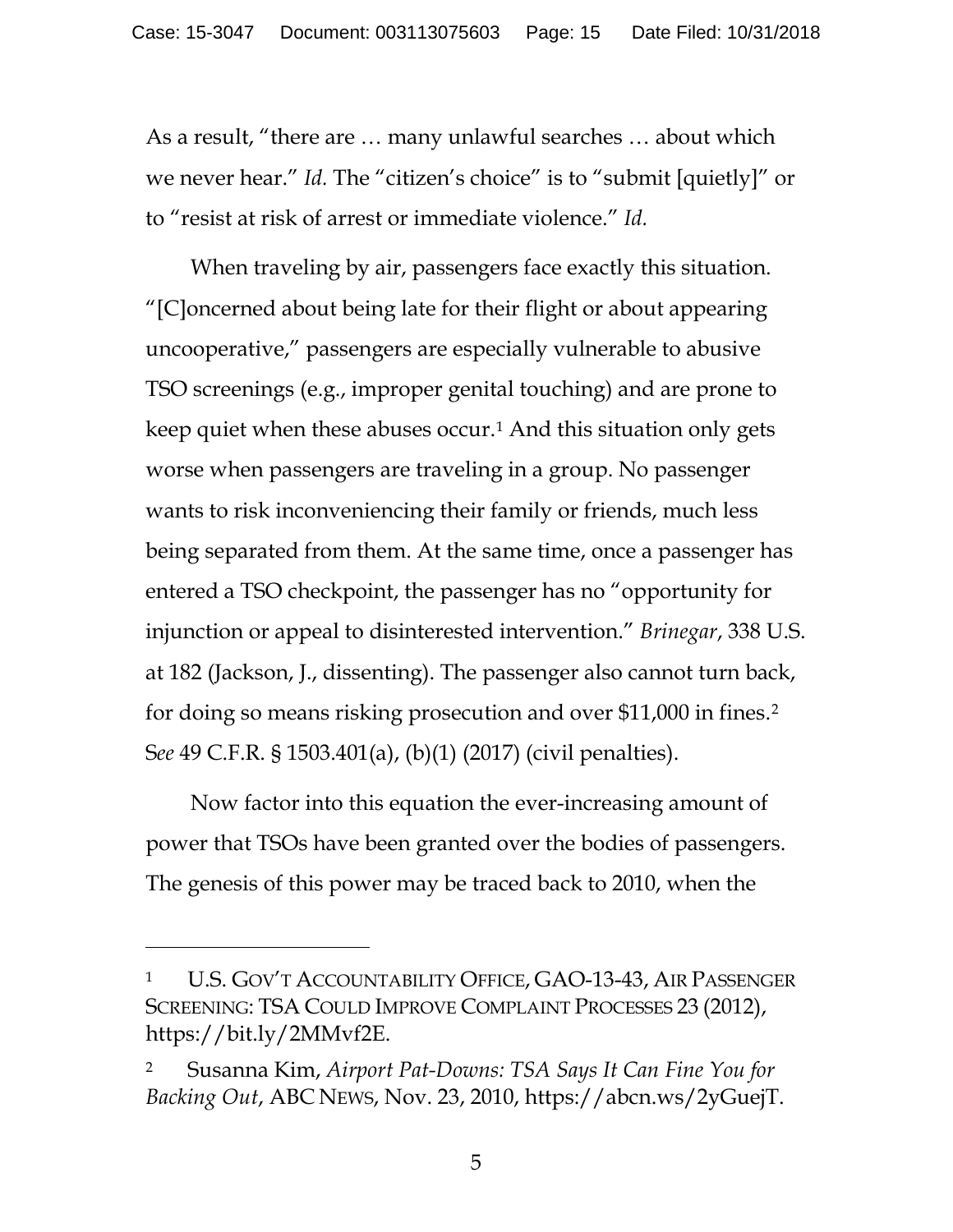As a result, "there are … many unlawful searches … about which we never hear." *Id.* The "citizen's choice" is to "submit [quietly]" or to "resist at risk of arrest or immediate violence." *Id.*

When traveling by air, passengers face exactly this situation. "[C]oncerned about being late for their flight or about appearing uncooperative," passengers are especially vulnerable to abusive TSO screenings (e.g., improper genital touching) and are prone to keep quiet when these abuses occur.[1] And this situation only gets worse when passengers are traveling in a group. No passenger wants to risk inconveniencing their family or friends, much less being separated from them. At the same time, once a passenger has entered a TSO checkpoint, the passenger has no "opportunity for injunction or appeal to disinterested intervention." *Brinegar*, 338 U.S. at 182 (Jackson, J., dissenting). The passenger also cannot turn back, for doing so means risking prosecution and over $11,000 in fines.[2] S*ee* 49 C.F.R. § 1503.401(a), (b)(1) (2017) (civil penalties).

Now factor into this equation the ever-increasing amount of power that TSOs have been granted over the bodies of passengers. The genesis of this power may be traced back to 2010, when the

---

[1] U.S. GOV'T ACCOUNTABILITY OFFICE, GAO-13-43, AIR PASSENGER SCREENING: TSA COULD IMPROVE COMPLAINT PROCESSES 23 (2012), https://bit.ly/2MMvf2E.

[2] Susanna Kim, *Airport Pat-Downs: TSA Says It Can Fine You for Backing Out*, ABC NEWS, Nov. 23, 2010, https://abcn.ws/2yGuejT.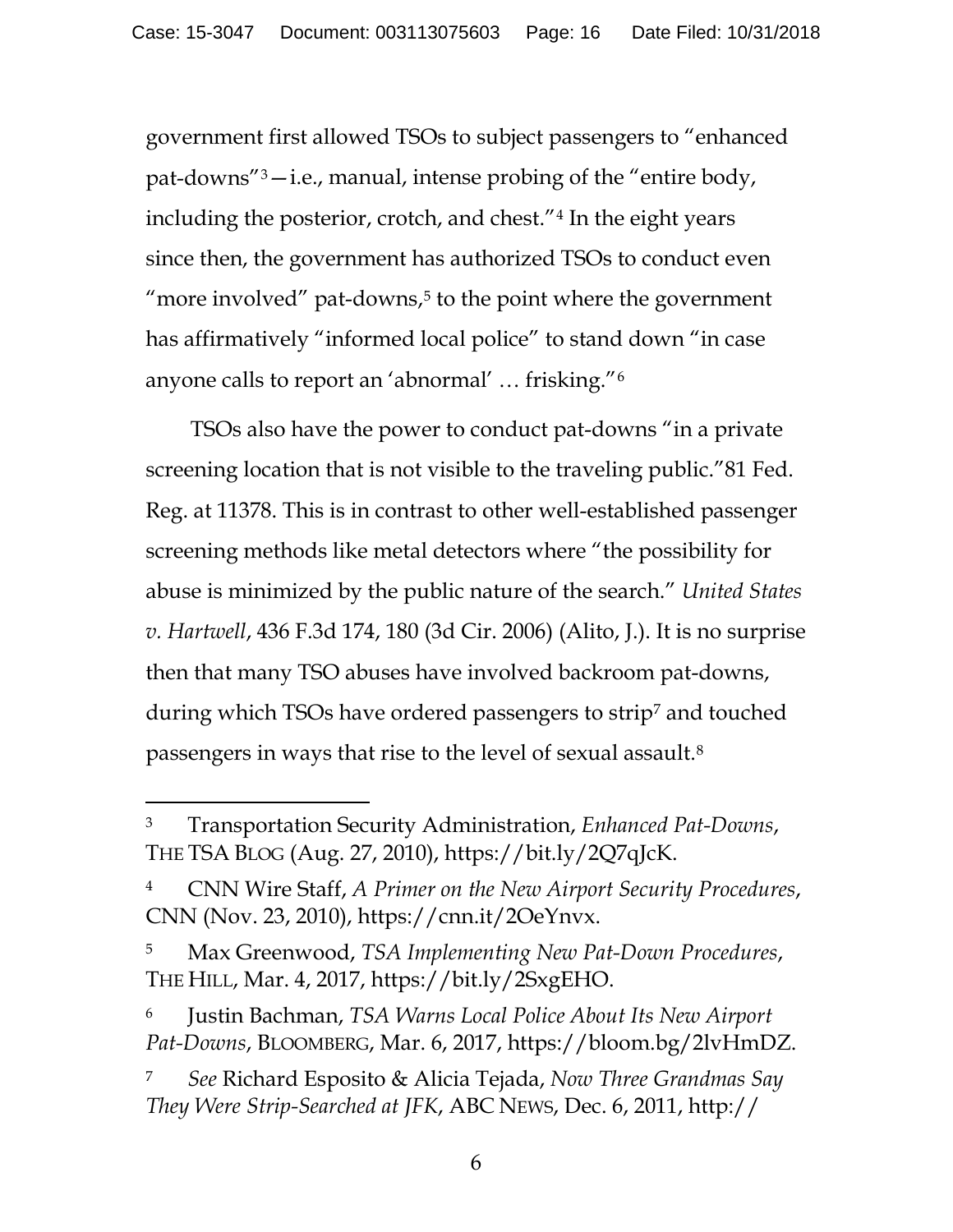government first allowed TSOs to subject passengers to "enhanced pat-downs"[3]—i.e., manual, intense probing of the "entire body, including the posterior, crotch, and chest."[4] In the eight years since then, the government has authorized TSOs to conduct even "more involved" pat-downs,[5] to the point where the government has affirmatively "informed local police" to stand down "in case anyone calls to report an 'abnormal' … frisking."[6]

TSOs also have the power to conduct pat-downs "in a private screening location that is not visible to the traveling public."81 Fed. Reg. at 11378. This is in contrast to other well-established passenger screening methods like metal detectors where "the possibility for abuse is minimized by the public nature of the search." *United States v. Hartwell*, 436 F.3d 174, 180 (3d Cir. 2006) (Alito, J.). It is no surprise then that many TSO abuses have involved backroom pat-downs, during which TSOs have ordered passengers to strip[7] and touched passengers in ways that rise to the level of sexual assault.[8]

---

[3] Transportation Security Administration, *Enhanced Pat-Downs*, THE TSA BLOG (Aug. 27, 2010), https://bit.ly/2Q7qJcK.

[4] CNN Wire Staff, *A Primer on the New Airport Security Procedures*, CNN (Nov. 23, 2010), https://cnn.it/2OeYnvx.

[5] Max Greenwood, *TSA Implementing New Pat-Down Procedures*, THE HILL, Mar. 4, 2017, https://bit.ly/2SxgEHO.

[6] Justin Bachman, *TSA Warns Local Police About Its New Airport Pat-Downs*, BLOOMBERG, Mar. 6, 2017, https://bloom.bg/2lvHmDZ.

[7] *See* Richard Esposito & Alicia Tejada, *Now Three Grandmas Say They Were Strip-Searched at JFK*, ABC NEWS, Dec. 6, 2011, http://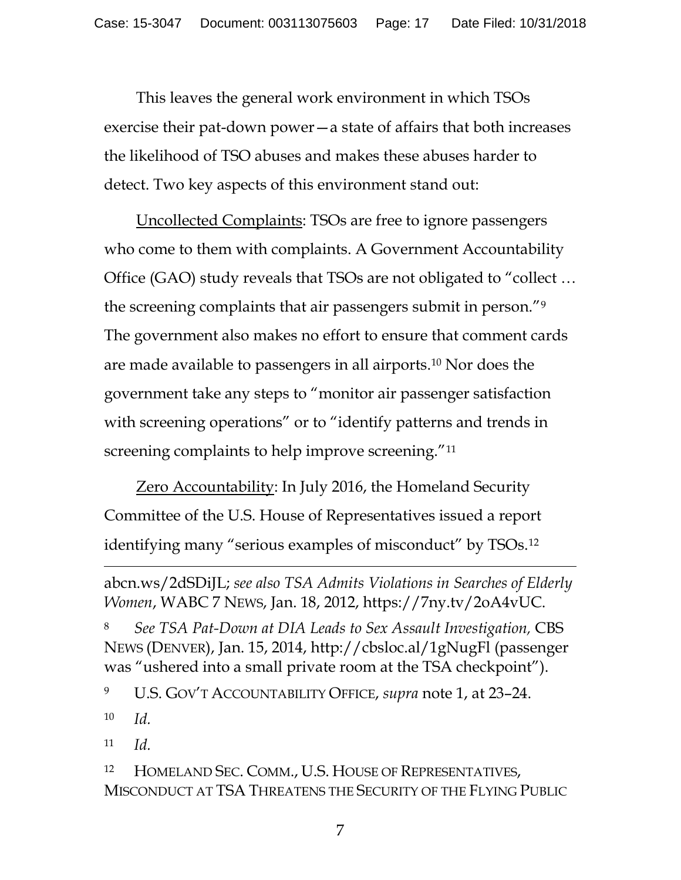This leaves the general work environment in which TSOs exercise their pat-down power—a state of affairs that both increases the likelihood of TSO abuses and makes these abuses harder to detect. Two key aspects of this environment stand out:

Uncollected Complaints: TSOs are free to ignore passengers who come to them with complaints. A Government Accountability Office (GAO) study reveals that TSOs are not obligated to "collect … the screening complaints that air passengers submit in person."[9] The government also makes no effort to ensure that comment cards are made available to passengers in all airports.[10] Nor does the government take any steps to "monitor air passenger satisfaction with screening operations" or to "identify patterns and trends in screening complaints to help improve screening."[11]

Zero Accountability: In July 2016, the Homeland Security Committee of the U.S. House of Representatives issued a report identifying many "serious examples of misconduct" by TSOs.[12]

---

abcn.ws/2dSDiJL; *see also TSA Admits Violations in Searches of Elderly Women*, WABC 7 NEWS, Jan. 18, 2012, https://7ny.tv/2oA4vUC.

[8] *See TSA Pat-Down at DIA Leads to Sex Assault Investigation,* CBS NEWS (DENVER), Jan. 15, 2014, http://cbsloc.al/1gNugFl (passenger was "ushered into a small private room at the TSA checkpoint").

[9] U.S. GOV'T ACCOUNTABILITY OFFICE, *supra* note 1, at 23–24.

[10] *Id.*

[11] *Id.*

[12] HOMELAND SEC. COMM., U.S. HOUSE OF REPRESENTATIVES, MISCONDUCT AT TSA THREATENS THE SECURITY OF THE FLYING PUBLIC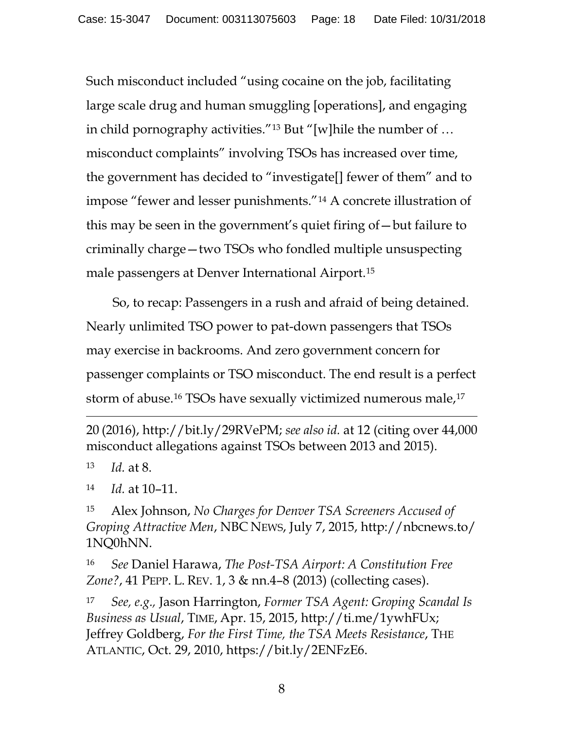Such misconduct included "using cocaine on the job, facilitating large scale drug and human smuggling [operations], and engaging in child pornography activities."[13] But "[w]hile the number of … misconduct complaints" involving TSOs has increased over time, the government has decided to "investigate[] fewer of them" and to impose "fewer and lesser punishments."[14] A concrete illustration of this may be seen in the government's quiet firing of—but failure to criminally charge—two TSOs who fondled multiple unsuspecting male passengers at Denver International Airport.[15]

So, to recap: Passengers in a rush and afraid of being detained. Nearly unlimited TSO power to pat-down passengers that TSOs may exercise in backrooms. And zero government concern for passenger complaints or TSO misconduct. The end result is a perfect storm of abuse.[16] TSOs have sexually victimized numerous male,[17]

---

20 (2016), http://bit.ly/29RVePM; *see also id.* at 12 (citing over 44,000 misconduct allegations against TSOs between 2013 and 2015).

[13] *Id.* at 8.

[14] *Id.* at 10–11.

[15] Alex Johnson, *No Charges for Denver TSA Screeners Accused of Groping Attractive Men*, NBC NEWS, July 7, 2015, http://nbcnews.to/1NQ0hNN.

[16] *See* Daniel Harawa, *The Post-TSA Airport: A Constitution Free Zone?*, 41 PEPP. L. REV. 1, 3 & nn.4–8 (2013) (collecting cases).

[17] *See, e.g.,* Jason Harrington, *Former TSA Agent: Groping Scandal Is Business as Usual*, TIME, Apr. 15, 2015, http://ti.me/1ywhFUx; Jeffrey Goldberg, *For the First Time, the TSA Meets Resistance*, THE ATLANTIC, Oct. 29, 2010, https://bit.ly/2ENFzE6.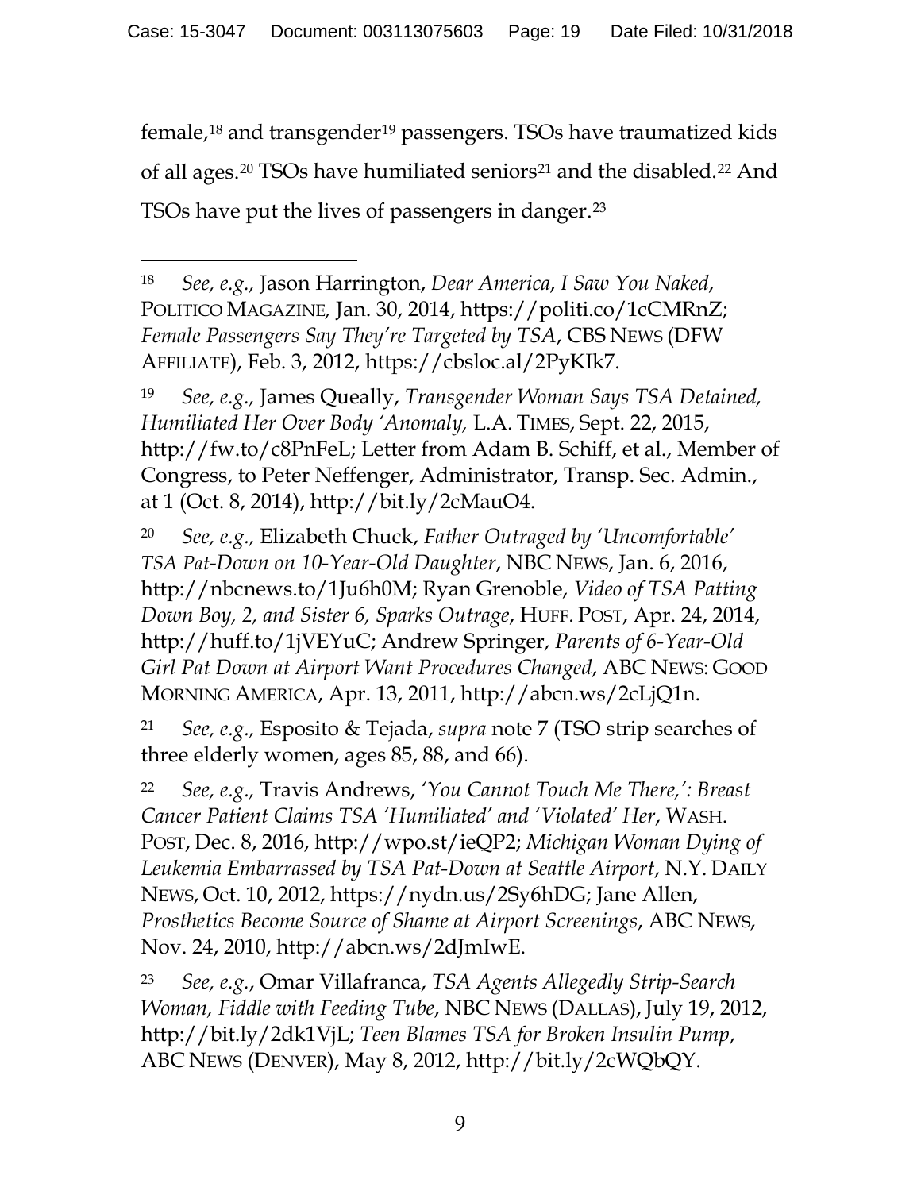female,[18] and transgender[19] passengers. TSOs have traumatized kids of all ages.[20] TSOs have humiliated seniors[21] and the disabled.[22] And TSOs have put the lives of passengers in danger.[23]

---

[18] *See, e.g.*, Jason Harrington, *Dear America, I Saw You Naked*, POLITICO MAGAZINE, Jan. 30, 2014, https://politi.co/1cCMRnZ; *Female Passengers Say They're Targeted by TSA*, CBS NEWS (DFW AFFILIATE), Feb. 3, 2012, https://cbsloc.al/2PyKIk7.

[19] *See, e.g.*, James Queally, *Transgender Woman Says TSA Detained, Humiliated Her Over Body 'Anomaly,* L.A. TIMES, Sept. 22, 2015, http://fw.to/c8PnFeL; Letter from Adam B. Schiff, et al., Member of Congress, to Peter Neffenger, Administrator, Transp. Sec. Admin., at 1 (Oct. 8, 2014), http://bit.ly/2cMauO4.

[20] *See, e.g.*, Elizabeth Chuck, *Father Outraged by 'Uncomfortable' TSA Pat-Down on 10-Year-Old Daughter*, NBC NEWS, Jan. 6, 2016, http://nbcnews.to/1Ju6h0M; Ryan Grenoble, *Video of TSA Patting Down Boy, 2, and Sister 6, Sparks Outrage*, HUFF. POST, Apr. 24, 2014, http://huff.to/1jVEYuC; Andrew Springer, *Parents of 6-Year-Old Girl Pat Down at Airport Want Procedures Changed*, ABC NEWS: GOOD MORNING AMERICA, Apr. 13, 2011, http://abcn.ws/2cLjQ1n.

[21] *See, e.g.*, Esposito & Tejada, *supra* note 7 (TSO strip searches of three elderly women, ages 85, 88, and 66).

[22] *See, e.g.*, Travis Andrews, *'You Cannot Touch Me There,': Breast Cancer Patient Claims TSA 'Humiliated' and 'Violated' Her*, WASH. POST, Dec. 8, 2016, http://wpo.st/ieQP2; *Michigan Woman Dying of Leukemia Embarrassed by TSA Pat-Down at Seattle Airport*, N.Y. DAILY NEWS, Oct. 10, 2012, https://nydn.us/2Sy6hDG; Jane Allen, *Prosthetics Become Source of Shame at Airport Screenings*, ABC NEWS, Nov. 24, 2010, http://abcn.ws/2dJmIwE.

[23] *See, e.g.*, Omar Villafranca, *TSA Agents Allegedly Strip-Search Woman, Fiddle with Feeding Tube*, NBC NEWS (DALLAS), July 19, 2012, http://bit.ly/2dk1VjL; *Teen Blames TSA for Broken Insulin Pump*, ABC NEWS (DENVER), May 8, 2012, http://bit.ly/2cWQbQY.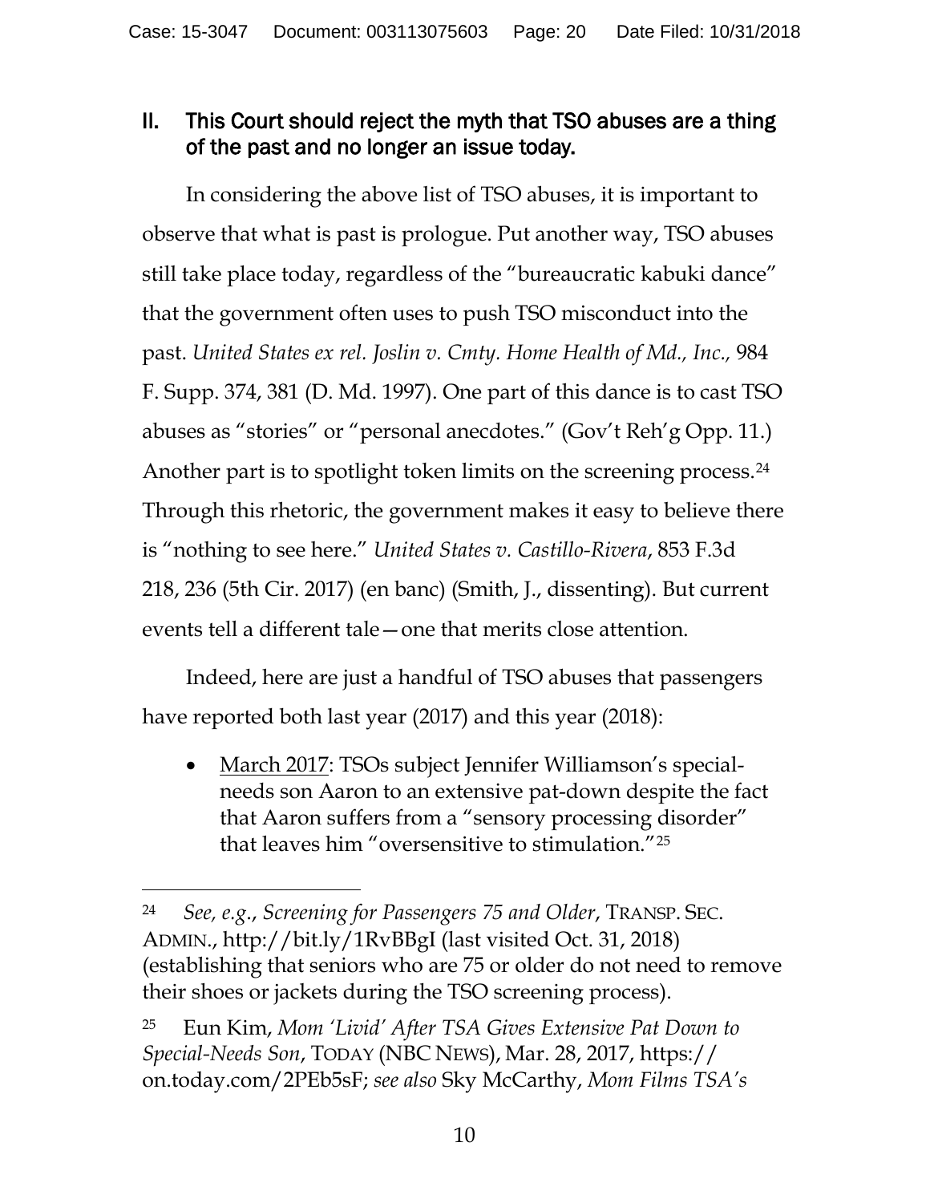## II. This Court should reject the myth that TSO abuses are a thing of the past and no longer an issue today.

In considering the above list of TSO abuses, it is important to observe that what is past is prologue. Put another way, TSO abuses still take place today, regardless of the "bureaucratic kabuki dance" that the government often uses to push TSO misconduct into the past. *United States ex rel. Joslin v. Cmty. Home Health of Md., Inc.,* 984 F. Supp. 374, 381 (D. Md. 1997). One part of this dance is to cast TSO abuses as "stories" or "personal anecdotes." (Gov't Reh'g Opp. 11.) Another part is to spotlight token limits on the screening process.[24] Through this rhetoric, the government makes it easy to believe there is "nothing to see here." *United States v. Castillo-Rivera*, 853 F.3d 218, 236 (5th Cir. 2017) (en banc) (Smith, J., dissenting). But current events tell a different tale—one that merits close attention.

Indeed, here are just a handful of TSO abuses that passengers have reported both last year (2017) and this year (2018):

- March 2017: TSOs subject Jennifer Williamson's special-needs son Aaron to an extensive pat-down despite the fact that Aaron suffers from a "sensory processing disorder" that leaves him "oversensitive to stimulation."[25]

---

[24] *See, e.g.*, *Screening for Passengers 75 and Older*, TRANSP. SEC. ADMIN., http://bit.ly/1RvBBgI (last visited Oct. 31, 2018) (establishing that seniors who are 75 or older do not need to remove their shoes or jackets during the TSO screening process).

[25] Eun Kim, *Mom 'Livid' After TSA Gives Extensive Pat Down to Special-Needs Son*, TODAY (NBC NEWS), Mar. 28, 2017, https://on.today.com/2PEb5sF; *see also* Sky McCarthy, *Mom Films TSA's*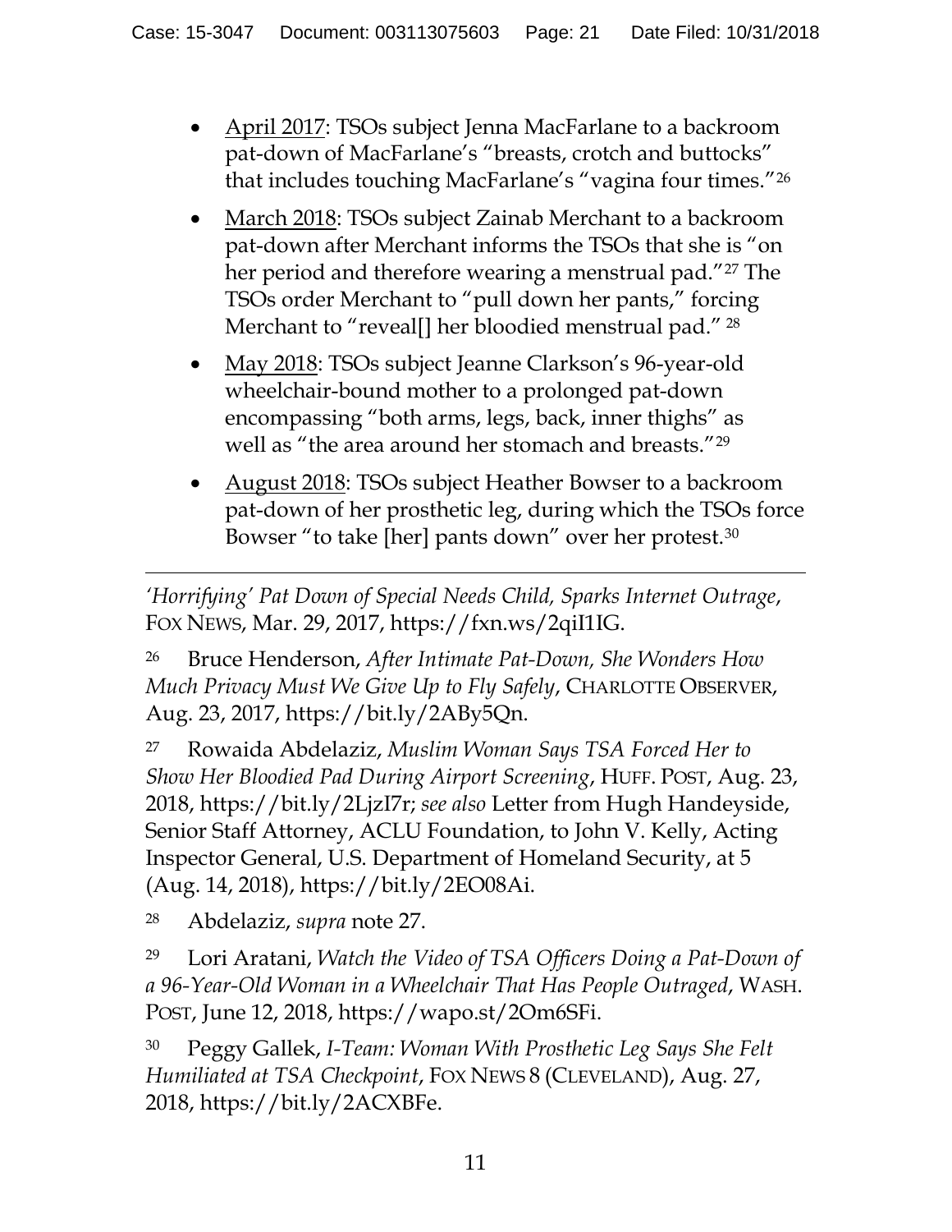- April 2017: TSOs subject Jenna MacFarlane to a backroom pat-down of MacFarlane's "breasts, crotch and buttocks" that includes touching MacFarlane's "vagina four times."[26]

- March 2018: TSOs subject Zainab Merchant to a backroom pat-down after Merchant informs the TSOs that she is "on her period and therefore wearing a menstrual pad."[27] The TSOs order Merchant to "pull down her pants," forcing Merchant to "reveal[] her bloodied menstrual pad." [28]

- May 2018: TSOs subject Jeanne Clarkson's 96-year-old wheelchair-bound mother to a prolonged pat-down encompassing "both arms, legs, back, inner thighs" as well as "the area around her stomach and breasts."[29]

- August 2018: TSOs subject Heather Bowser to a backroom pat-down of her prosthetic leg, during which the TSOs force Bowser "to take [her] pants down" over her protest.[30]

---

*'Horrifying' Pat Down of Special Needs Child, Sparks Internet Outrage*, FOX NEWS, Mar. 29, 2017, https://fxn.ws/2qiI1IG.

[26] Bruce Henderson, *After Intimate Pat-Down, She Wonders How Much Privacy Must We Give Up to Fly Safely*, CHARLOTTE OBSERVER, Aug. 23, 2017, https://bit.ly/2ABy5Qn.

[27] Rowaida Abdelaziz, *Muslim Woman Says TSA Forced Her to Show Her Bloodied Pad During Airport Screening*, HUFF. POST, Aug. 23, 2018, https://bit.ly/2LjzI7r; *see also* Letter from Hugh Handeyside, Senior Staff Attorney, ACLU Foundation, to John V. Kelly, Acting Inspector General, U.S. Department of Homeland Security, at 5 (Aug. 14, 2018), https://bit.ly/2EO08Ai.

[28] Abdelaziz, *supra* note 27.

[29] Lori Aratani, *Watch the Video of TSA Officers Doing a Pat-Down of a 96-Year-Old Woman in a Wheelchair That Has People Outraged*, WASH. POST, June 12, 2018, https://wapo.st/2Om6SFi.

[30] Peggy Gallek, *I-Team: Woman With Prosthetic Leg Says She Felt Humiliated at TSA Checkpoint*, FOX NEWS 8 (CLEVELAND), Aug. 27, 2018, https://bit.ly/2ACXBFe.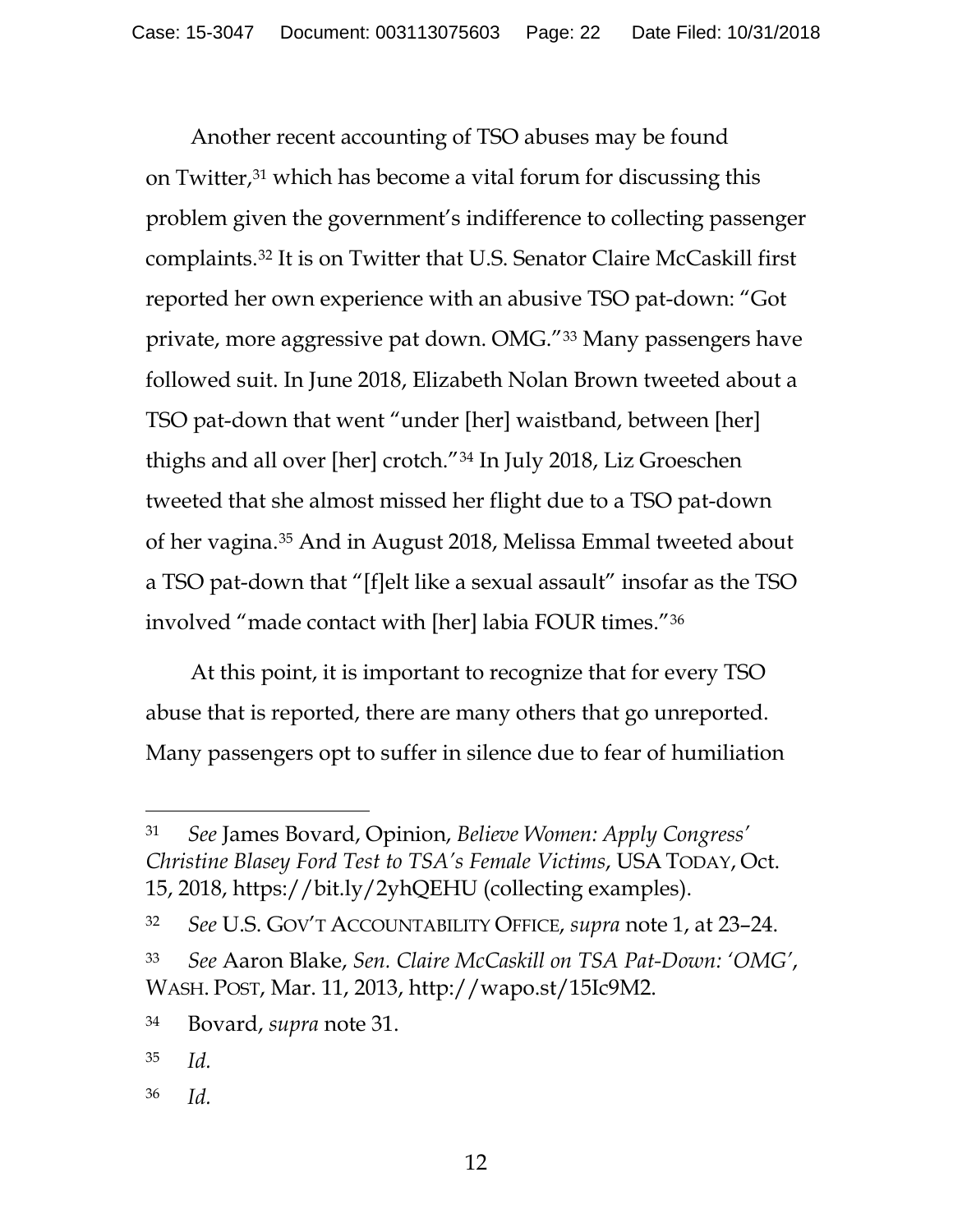Another recent accounting of TSO abuses may be found on Twitter,[31] which has become a vital forum for discussing this problem given the government's indifference to collecting passenger complaints.[32] It is on Twitter that U.S. Senator Claire McCaskill first reported her own experience with an abusive TSO pat-down: "Got private, more aggressive pat down. OMG."[33] Many passengers have followed suit. In June 2018, Elizabeth Nolan Brown tweeted about a TSO pat-down that went "under [her] waistband, between [her] thighs and all over [her] crotch."[34] In July 2018, Liz Groeschen tweeted that she almost missed her flight due to a TSO pat-down of her vagina.[35] And in August 2018, Melissa Emmal tweeted about a TSO pat-down that "[f]elt like a sexual assault" insofar as the TSO involved "made contact with [her] labia FOUR times."[36]

At this point, it is important to recognize that for every TSO abuse that is reported, there are many others that go unreported. Many passengers opt to suffer in silence due to fear of humiliation

---

[31] *See* James Bovard, Opinion, *Believe Women: Apply Congress' Christine Blasey Ford Test to TSA's Female Victims*, USA TODAY, Oct. 15, 2018, https://bit.ly/2yhQEHU (collecting examples).

[32] *See* U.S. GOV'T ACCOUNTABILITY OFFICE, *supra* note 1, at 23–24.

[33] *See* Aaron Blake, *Sen. Claire McCaskill on TSA Pat-Down: 'OMG'*, WASH. POST, Mar. 11, 2013, http://wapo.st/15Ic9M2.

[34] Bovard, *supra* note 31.

[35] *Id.*

[36] *Id.*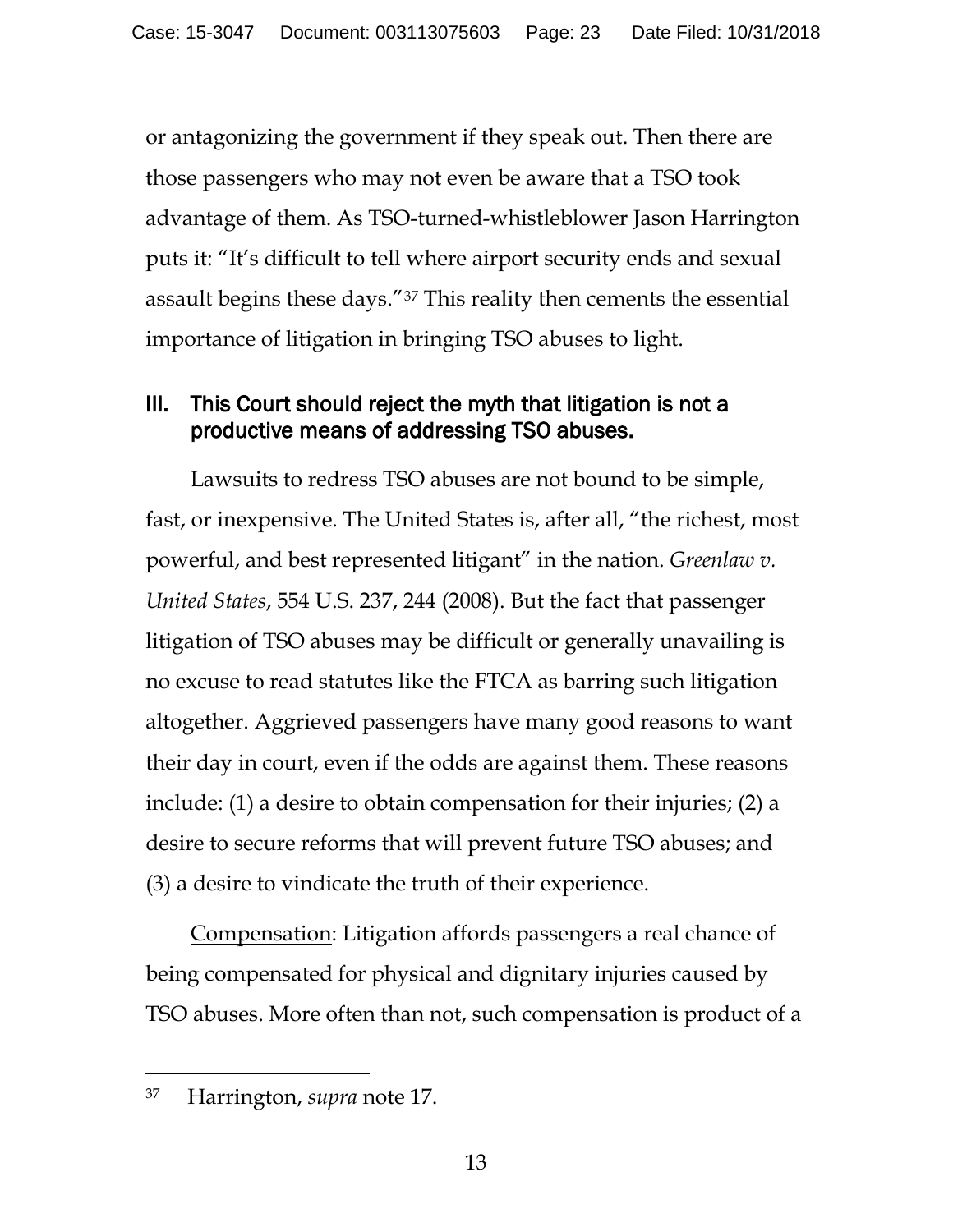or antagonizing the government if they speak out. Then there are those passengers who may not even be aware that a TSO took advantage of them. As TSO-turned-whistleblower Jason Harrington puts it: "It's difficult to tell where airport security ends and sexual assault begins these days."[37] This reality then cements the essential importance of litigation in bringing TSO abuses to light.

## III. This Court should reject the myth that litigation is not a productive means of addressing TSO abuses.

Lawsuits to redress TSO abuses are not bound to be simple, fast, or inexpensive. The United States is, after all, "the richest, most powerful, and best represented litigant" in the nation. *Greenlaw v. United States*, 554 U.S. 237, 244 (2008). But the fact that passenger litigation of TSO abuses may be difficult or generally unavailing is no excuse to read statutes like the FTCA as barring such litigation altogether. Aggrieved passengers have many good reasons to want their day in court, even if the odds are against them. These reasons include: (1) a desire to obtain compensation for their injuries; (2) a desire to secure reforms that will prevent future TSO abuses; and (3) a desire to vindicate the truth of their experience.

<u>Compensation</u>: Litigation affords passengers a real chance of being compensated for physical and dignitary injuries caused by TSO abuses. More often than not, such compensation is product of a

---

[37] Harrington, *supra* note 17.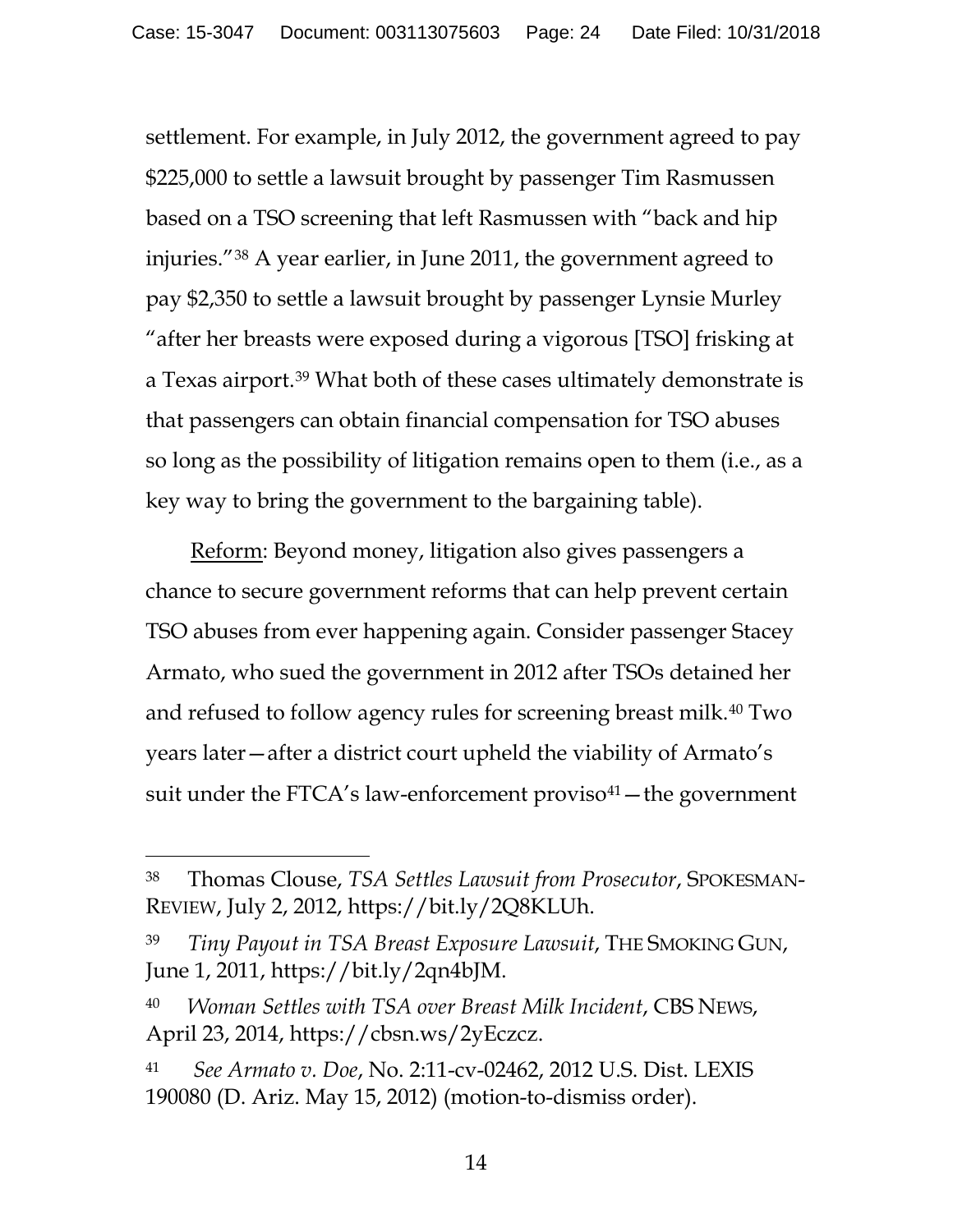settlement. For example, in July 2012, the government agreed to pay $225,000 to settle a lawsuit brought by passenger Tim Rasmussen based on a TSO screening that left Rasmussen with "back and hip injuries."[38] A year earlier, in June 2011, the government agreed to pay $2,350 to settle a lawsuit brought by passenger Lynsie Murley "after her breasts were exposed during a vigorous [TSO] frisking at a Texas airport.[39] What both of these cases ultimately demonstrate is that passengers can obtain financial compensation for TSO abuses so long as the possibility of litigation remains open to them (i.e., as a key way to bring the government to the bargaining table).

Reform: Beyond money, litigation also gives passengers a chance to secure government reforms that can help prevent certain TSO abuses from ever happening again. Consider passenger Stacey Armato, who sued the government in 2012 after TSOs detained her and refused to follow agency rules for screening breast milk.[40] Two years later—after a district court upheld the viability of Armato's suit under the FTCA's law-enforcement proviso[41]—the government

---

[38] Thomas Clouse, *TSA Settles Lawsuit from Prosecutor*, SPOKESMAN-REVIEW, July 2, 2012, https://bit.ly/2Q8KLUh.

[39] *Tiny Payout in TSA Breast Exposure Lawsuit*, THE SMOKING GUN, June 1, 2011, https://bit.ly/2qn4bJM.

[40] *Woman Settles with TSA over Breast Milk Incident*, CBS NEWS, April 23, 2014, https://cbsn.ws/2yEczcz.

[41] *See Armato v. Doe*, No. 2:11-cv-02462, 2012 U.S. Dist. LEXIS 190080 (D. Ariz. May 15, 2012) (motion-to-dismiss order).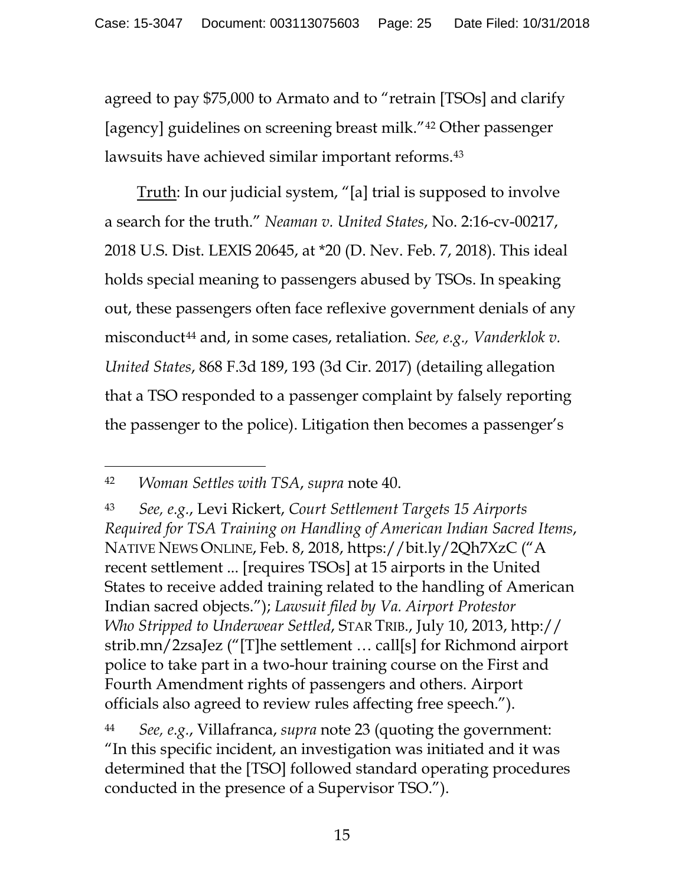agreed to pay $75,000 to Armato and to "retrain [TSOs] and clarify [agency] guidelines on screening breast milk."[42] Other passenger lawsuits have achieved similar important reforms.[43]

<u>Truth</u>: In our judicial system, "[a] trial is supposed to involve a search for the truth." *Neaman v. United States*, No. 2:16-cv-00217, 2018 U.S. Dist. LEXIS 20645, at *20 (D. Nev. Feb. 7, 2018). This ideal holds special meaning to passengers abused by TSOs. In speaking out, these passengers often face reflexive government denials of any misconduct[44] and, in some cases, retaliation. *See, e.g., Vanderklok v. United States*, 868 F.3d 189, 193 (3d Cir. 2017) (detailing allegation that a TSO responded to a passenger complaint by falsely reporting the passenger to the police). Litigation then becomes a passenger's

---

[42] *Woman Settles with TSA*, *supra* note 40.

[43] *See, e.g.*, Levi Rickert, *Court Settlement Targets 15 Airports Required for TSA Training on Handling of American Indian Sacred Items*, NATIVE NEWS ONLINE, Feb. 8, 2018, https://bit.ly/2Qh7XzC ("A recent settlement ... [requires TSOs] at 15 airports in the United States to receive added training related to the handling of American Indian sacred objects."); *Lawsuit filed by Va. Airport Protestor Who Stripped to Underwear Settled*, STAR TRIB., July 10, 2013, http://strib.mn/2zsaJez ("[T]he settlement … call[s] for Richmond airport police to take part in a two-hour training course on the First and Fourth Amendment rights of passengers and others. Airport officials also agreed to review rules affecting free speech.").

[44] *See, e.g.*, Villafranca, *supra* note 23 (quoting the government: "In this specific incident, an investigation was initiated and it was determined that the [TSO] followed standard operating procedures conducted in the presence of a Supervisor TSO.").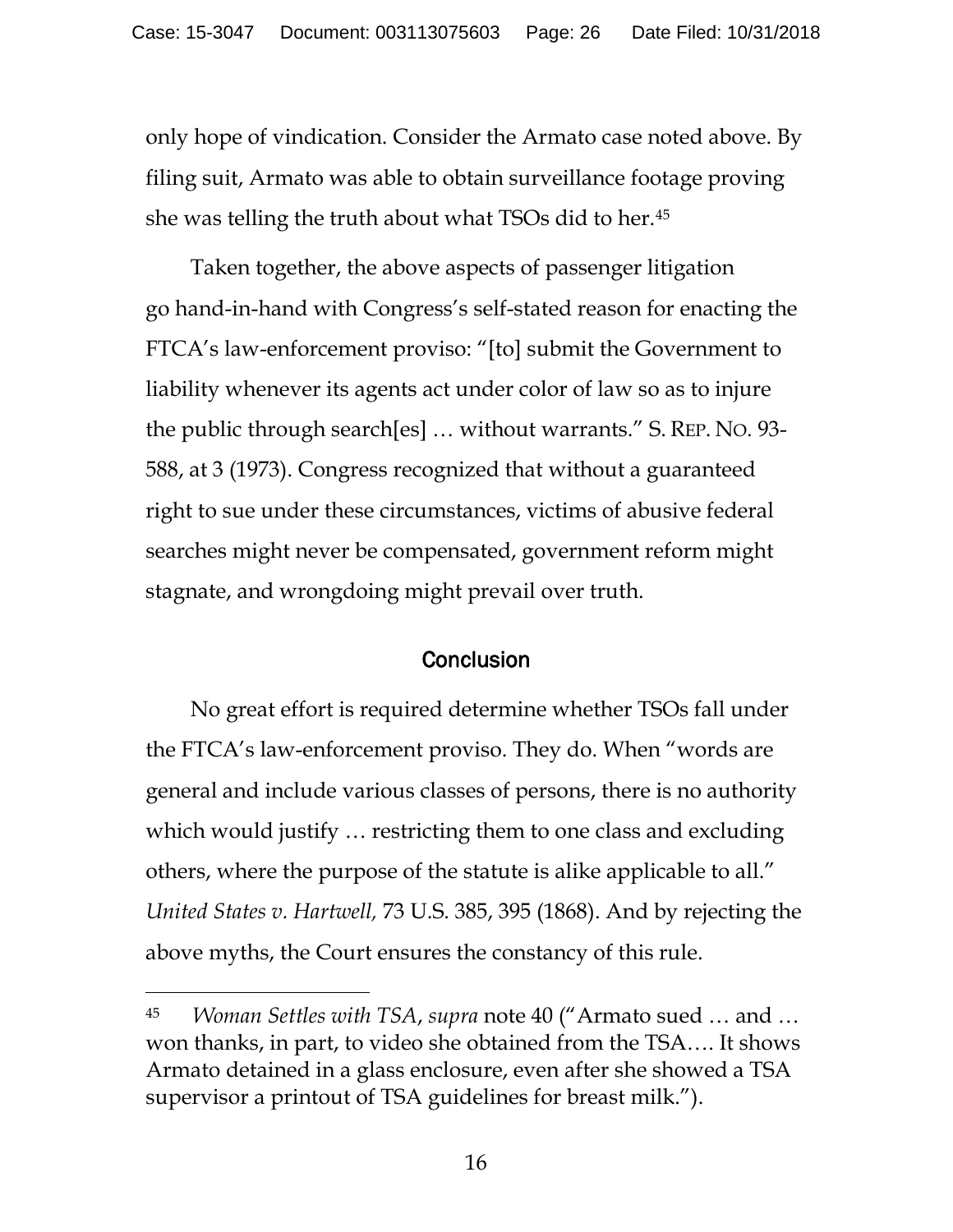only hope of vindication. Consider the Armato case noted above. By filing suit, Armato was able to obtain surveillance footage proving she was telling the truth about what TSOs did to her.[45]

Taken together, the above aspects of passenger litigation go hand-in-hand with Congress's self-stated reason for enacting the FTCA's law-enforcement proviso: "[to] submit the Government to liability whenever its agents act under color of law so as to injure the public through search[es] … without warrants." S. REP. NO. 93-588, at 3 (1973). Congress recognized that without a guaranteed right to sue under these circumstances, victims of abusive federal searches might never be compensated, government reform might stagnate, and wrongdoing might prevail over truth.

## Conclusion

No great effort is required determine whether TSOs fall under the FTCA's law-enforcement proviso. They do. When "words are general and include various classes of persons, there is no authority which would justify … restricting them to one class and excluding others, where the purpose of the statute is alike applicable to all." *United States v. Hartwell,* 73 U.S. 385, 395 (1868). And by rejecting the above myths, the Court ensures the constancy of this rule.

---

[45] *Woman Settles with TSA*, *supra* note 40 ("Armato sued … and … won thanks, in part, to video she obtained from the TSA…. It shows Armato detained in a glass enclosure, even after she showed a TSA supervisor a printout of TSA guidelines for breast milk.").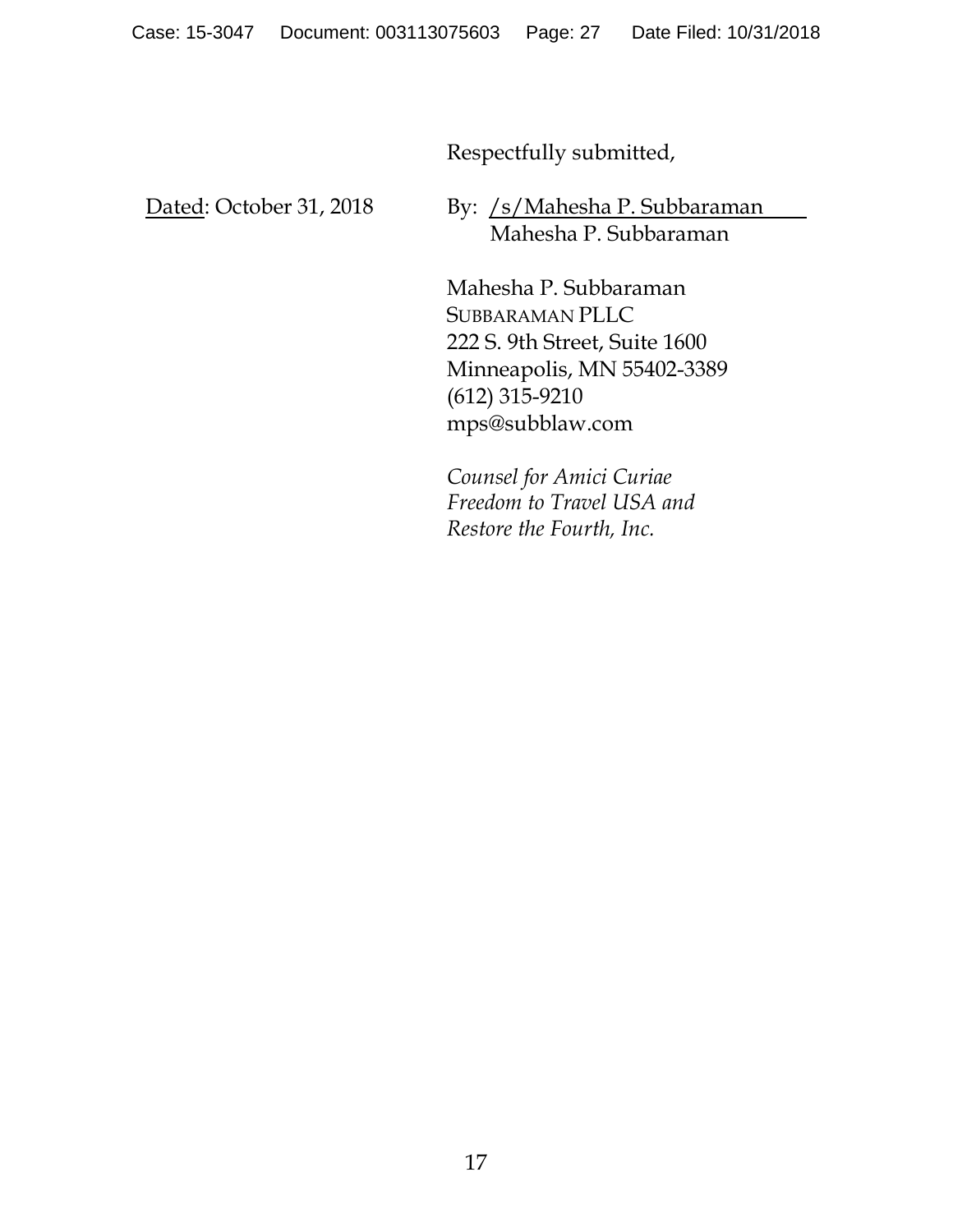Respectfully submitted,

Dated: October 31, 2018

By: /s/Mahesha P. Subbaraman
Mahesha P. Subbaraman

Mahesha P. Subbaraman
SUBBARAMAN PLLC
222 S. 9th Street, Suite 1600
Minneapolis, MN 55402-3389
(612) 315-9210
mps@subblaw.com

*Counsel for Amici Curiae*
*Freedom to Travel USA and*
*Restore the Fourth, Inc.*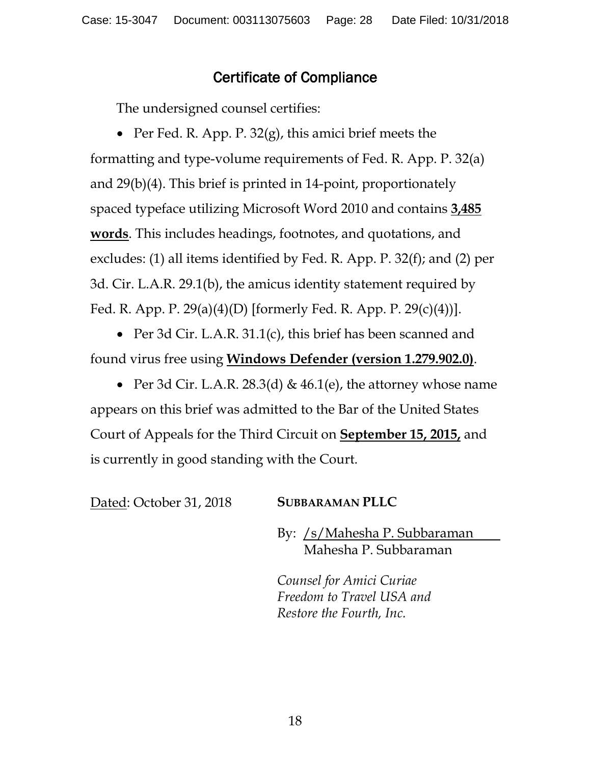## Certificate of Compliance

The undersigned counsel certifies:

- Per Fed. R. App. P. 32(g), this amici brief meets the formatting and type-volume requirements of Fed. R. App. P. 32(a) and 29(b)(4). This brief is printed in 14-point, proportionately spaced typeface utilizing Microsoft Word 2010 and contains **3,485 words**. This includes headings, footnotes, and quotations, and excludes: (1) all items identified by Fed. R. App. P. 32(f); and (2) per 3d. Cir. L.A.R. 29.1(b), the amicus identity statement required by Fed. R. App. P. 29(a)(4)(D) [formerly Fed. R. App. P. 29(c)(4))].

- Per 3d Cir. L.A.R. 31.1(c), this brief has been scanned and found virus free using **Windows Defender (version 1.279.902.0)**.

- Per 3d Cir. L.A.R. 28.3(d) & 46.1(e), the attorney whose name appears on this brief was admitted to the Bar of the United States Court of Appeals for the Third Circuit on **September 15, 2015,** and is currently in good standing with the Court.

Dated: October 31, 2018

**SUBBARAMAN PLLC**

By: /s/Mahesha P. Subbaraman
Mahesha P. Subbaraman

*Counsel for Amici Curiae Freedom to Travel USA and Restore the Fourth, Inc.*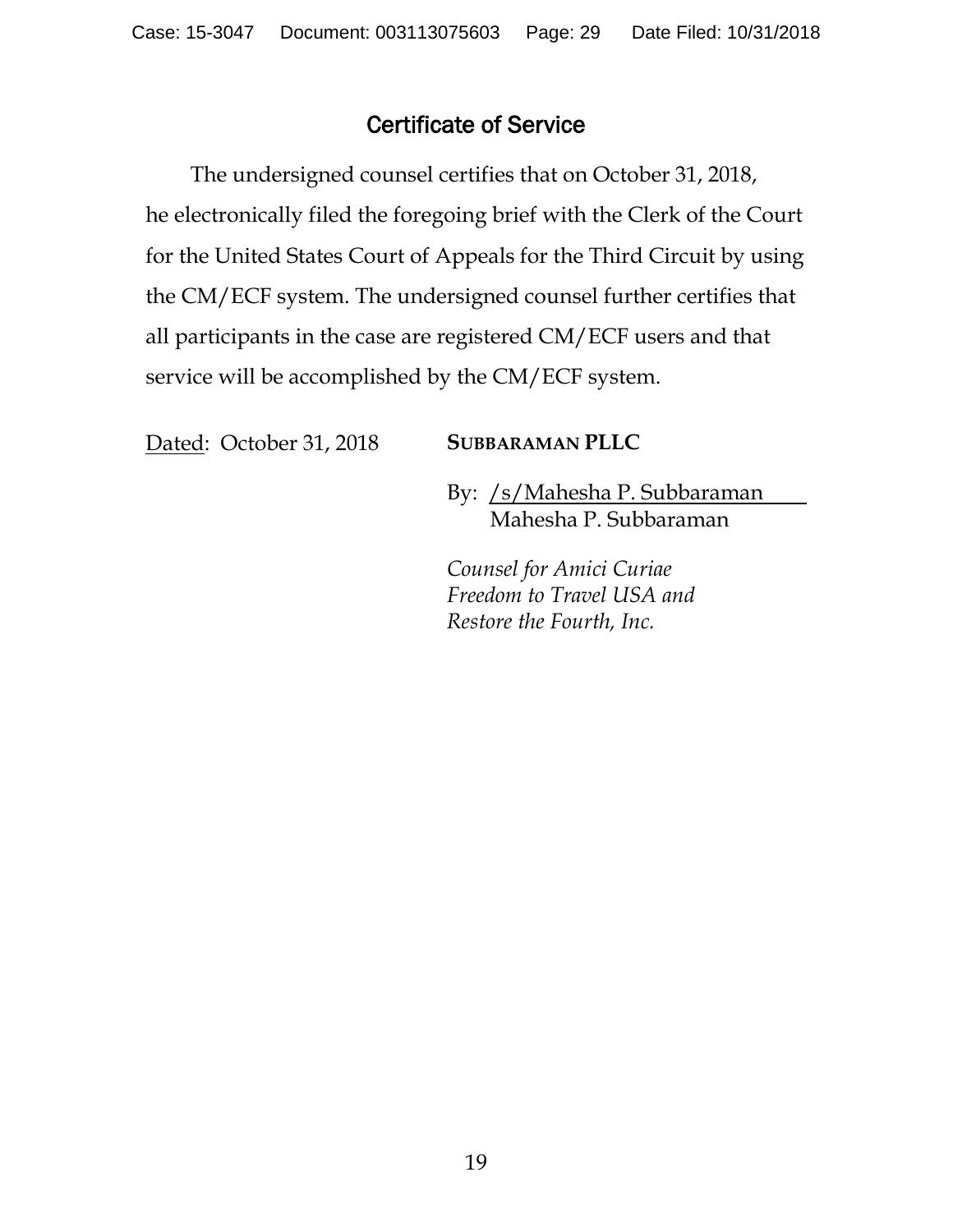## Certificate of Service

The undersigned counsel certifies that on October 31, 2018, he electronically filed the foregoing brief with the Clerk of the Court for the United States Court of Appeals for the Third Circuit by using the CM/ECF system. The undersigned counsel further certifies that all participants in the case are registered CM/ECF users and that service will be accomplished by the CM/ECF system.

Dated: October 31, 2018

**SUBBARAMAN PLLC**

By: /s/Mahesha P. Subbaraman
Mahesha P. Subbaraman

*Counsel for Amici Curiae*
*Freedom to Travel USA and*
*Restore the Fourth, Inc.*